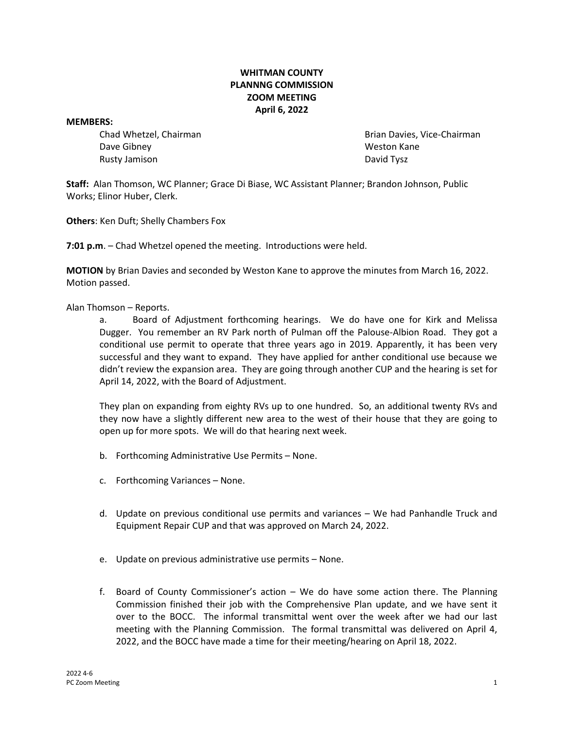# WHITMAN COUNTY
# PLANNNG COMMISSION
# ZOOM MEETING
# April 6, 2022

**MEMBERS:**

Chad Whetzel, Chairman
Brian Davies, Vice-Chairman
Dave Gibney
Weston Kane
Rusty Jamison
David Tysz

**Staff:** Alan Thomson, WC Planner; Grace Di Biase, WC Assistant Planner; Brandon Johnson, Public Works; Elinor Huber, Clerk.

**Others**: Ken Duft; Shelly Chambers Fox

**7:01 p.m**. – Chad Whetzel opened the meeting. Introductions were held.

**MOTION** by Brian Davies and seconded by Weston Kane to approve the minutes from March 16, 2022. Motion passed.

Alan Thomson – Reports.

a. Board of Adjustment forthcoming hearings. We do have one for Kirk and Melissa Dugger. You remember an RV Park north of Pulman off the Palouse-Albion Road. They got a conditional use permit to operate that three years ago in 2019. Apparently, it has been very successful and they want to expand. They have applied for anther conditional use because we didn't review the expansion area. They are going through another CUP and the hearing is set for April 14, 2022, with the Board of Adjustment.

   They plan on expanding from eighty RVs up to one hundred. So, an additional twenty RVs and they now have a slightly different new area to the west of their house that they are going to open up for more spots. We will do that hearing next week.

b. Forthcoming Administrative Use Permits – None.

c. Forthcoming Variances – None.

d. Update on previous conditional use permits and variances – We had Panhandle Truck and Equipment Repair CUP and that was approved on March 24, 2022.

e. Update on previous administrative use permits – None.

f. Board of County Commissioner's action – We do have some action there. The Planning Commission finished their job with the Comprehensive Plan update, and we have sent it over to the BOCC. The informal transmittal went over the week after we had our last meeting with the Planning Commission. The formal transmittal was delivered on April 4, 2022, and the BOCC have made a time for their meeting/hearing on April 18, 2022.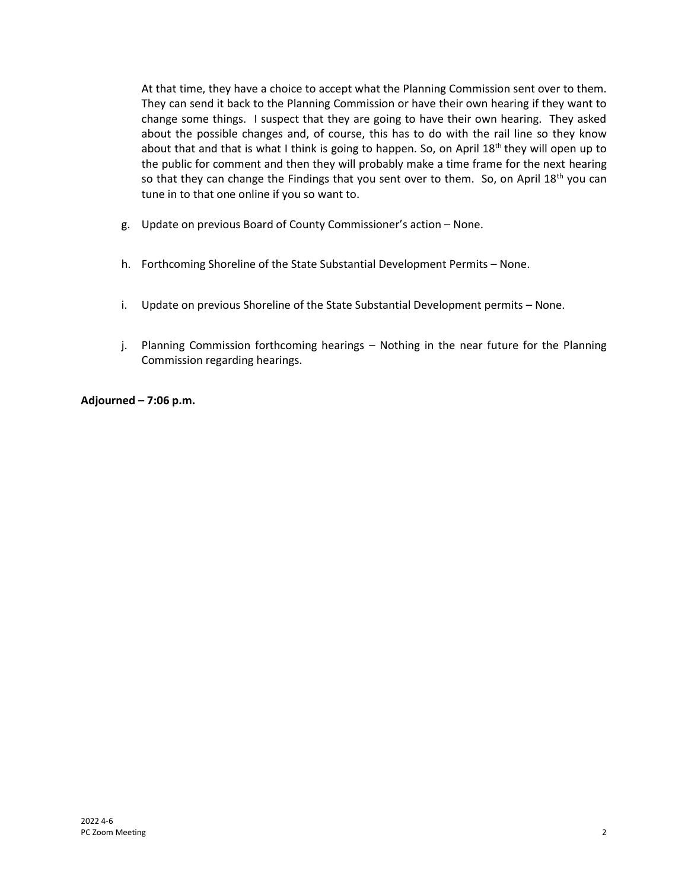At that time, they have a choice to accept what the Planning Commission sent over to them. They can send it back to the Planning Commission or have their own hearing if they want to change some things. I suspect that they are going to have their own hearing. They asked about the possible changes and, of course, this has to do with the rail line so they know about that and that is what I think is going to happen. So, on April 18th they will open up to the public for comment and then they will probably make a time frame for the next hearing so that they can change the Findings that you sent over to them. So, on April 18th you can tune in to that one online if you so want to.

g. Update on previous Board of County Commissioner's action – None.

h. Forthcoming Shoreline of the State Substantial Development Permits – None.

i. Update on previous Shoreline of the State Substantial Development permits – None.

j. Planning Commission forthcoming hearings – Nothing in the near future for the Planning Commission regarding hearings.

**Adjourned – 7:06 p.m.**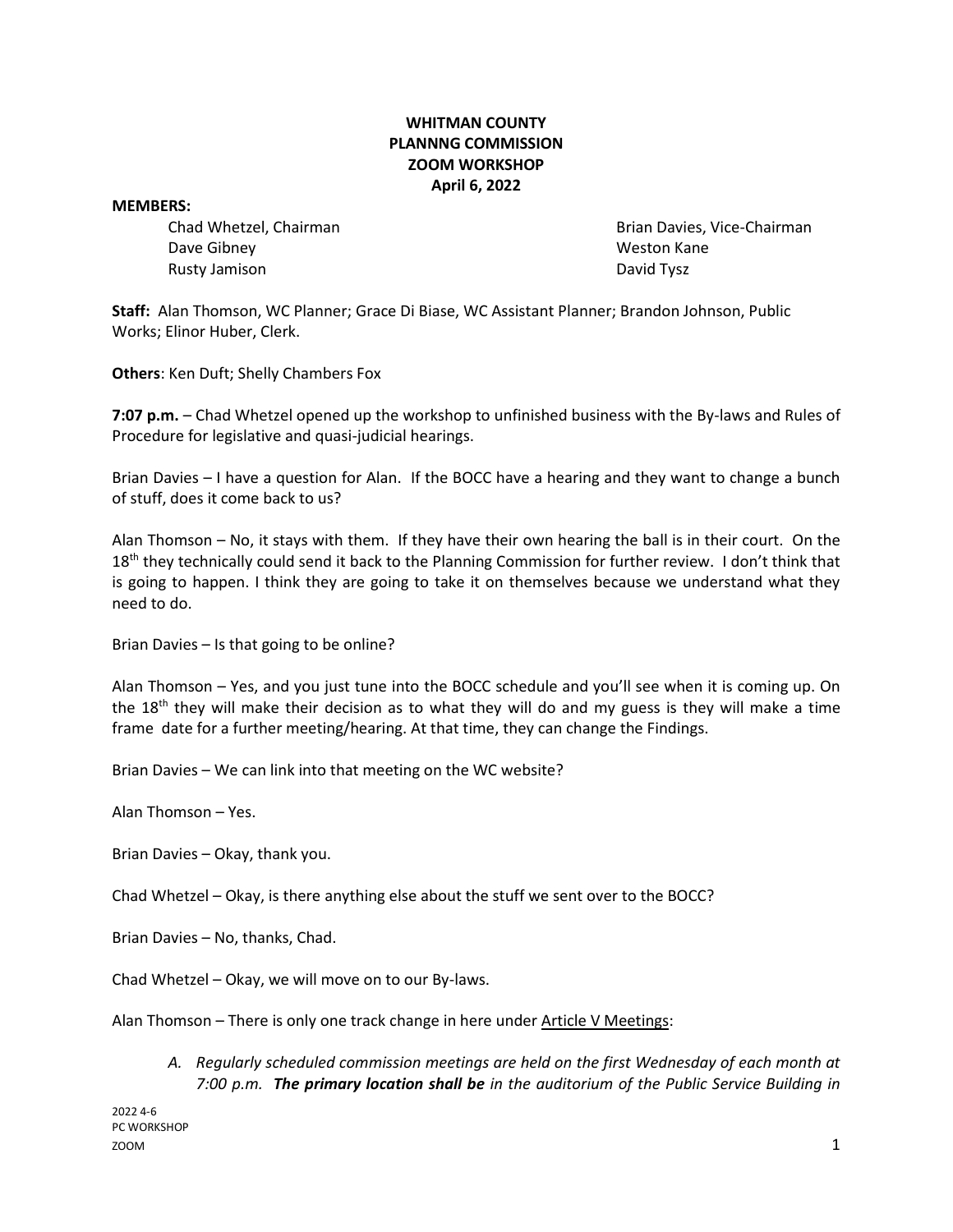**WHITMAN COUNTY**
**PLANNNG COMMISSION**
**ZOOM WORKSHOP**
**April 6, 2022**

**MEMBERS:**

Chad Whetzel, Chairman
Brian Davies, Vice-Chairman
Dave Gibney
Weston Kane
Rusty Jamison
David Tysz

**Staff:** Alan Thomson, WC Planner; Grace Di Biase, WC Assistant Planner; Brandon Johnson, Public Works; Elinor Huber, Clerk.

**Others**: Ken Duft; Shelly Chambers Fox

**7:07 p.m.** – Chad Whetzel opened up the workshop to unfinished business with the By-laws and Rules of Procedure for legislative and quasi-judicial hearings.

Brian Davies – I have a question for Alan. If the BOCC have a hearing and they want to change a bunch of stuff, does it come back to us?

Alan Thomson – No, it stays with them. If they have their own hearing the ball is in their court. On the 18th they technically could send it back to the Planning Commission for further review. I don't think that is going to happen. I think they are going to take it on themselves because we understand what they need to do.

Brian Davies – Is that going to be online?

Alan Thomson – Yes, and you just tune into the BOCC schedule and you'll see when it is coming up. On the 18th they will make their decision as to what they will do and my guess is they will make a time frame date for a further meeting/hearing. At that time, they can change the Findings.

Brian Davies – We can link into that meeting on the WC website?

Alan Thomson – Yes.

Brian Davies – Okay, thank you.

Chad Whetzel – Okay, is there anything else about the stuff we sent over to the BOCC?

Brian Davies – No, thanks, Chad.

Chad Whetzel – Okay, we will move on to our By-laws.

Alan Thomson – There is only one track change in here under <u>Article V Meetings</u>:

> A. *Regularly scheduled commission meetings are held on the first Wednesday of each month at 7:00 p.m.* ***The primary location shall be*** *in the auditorium of the Public Service Building in*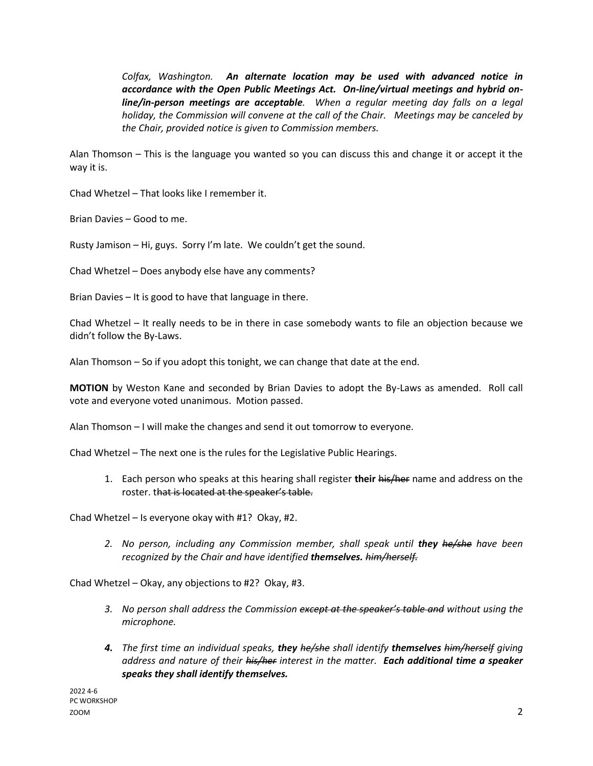*Colfax, Washington.* ***An alternate location may be used with advanced notice in accordance with the Open Public Meetings Act. On-line/virtual meetings and hybrid on-line/in-person meetings are acceptable****. When a regular meeting day falls on a legal holiday, the Commission will convene at the call of the Chair. Meetings may be canceled by the Chair, provided notice is given to Commission members.*

Alan Thomson – This is the language you wanted so you can discuss this and change it or accept it the way it is.

Chad Whetzel – That looks like I remember it.

Brian Davies – Good to me.

Rusty Jamison – Hi, guys. Sorry I'm late. We couldn't get the sound.

Chad Whetzel – Does anybody else have any comments?

Brian Davies – It is good to have that language in there.

Chad Whetzel – It really needs to be in there in case somebody wants to file an objection because we didn't follow the By-Laws.

Alan Thomson – So if you adopt this tonight, we can change that date at the end.

**MOTION** by Weston Kane and seconded by Brian Davies to adopt the By-Laws as amended. Roll call vote and everyone voted unanimous. Motion passed.

Alan Thomson – I will make the changes and send it out tomorrow to everyone.

Chad Whetzel – The next one is the rules for the Legislative Public Hearings.

1. Each person who speaks at this hearing shall register **their** ~~his/her~~ name and address on the roster. t~~hat is located at the speaker's table.~~

Chad Whetzel – Is everyone okay with #1? Okay, #2.

2. *No person, including any Commission member, shall speak until* ***they*** *~~he/she~~ have been recognized by the Chair and have identified* ***themselves.*** *~~him/herself.~~*

Chad Whetzel – Okay, any objections to #2? Okay, #3.

3. *No person shall address the Commission ~~except at the speaker's table and~~ without using the microphone.*
4. *The first time an individual speaks,* ***they*** *~~he/she~~ shall identify* ***themselves*** *~~him/herself~~ giving address and nature of their ~~his/her~~ interest in the matter.* ***Each additional time a speaker speaks they shall identify themselves.***

2022 4-6
PC WORKSHOP
ZOOM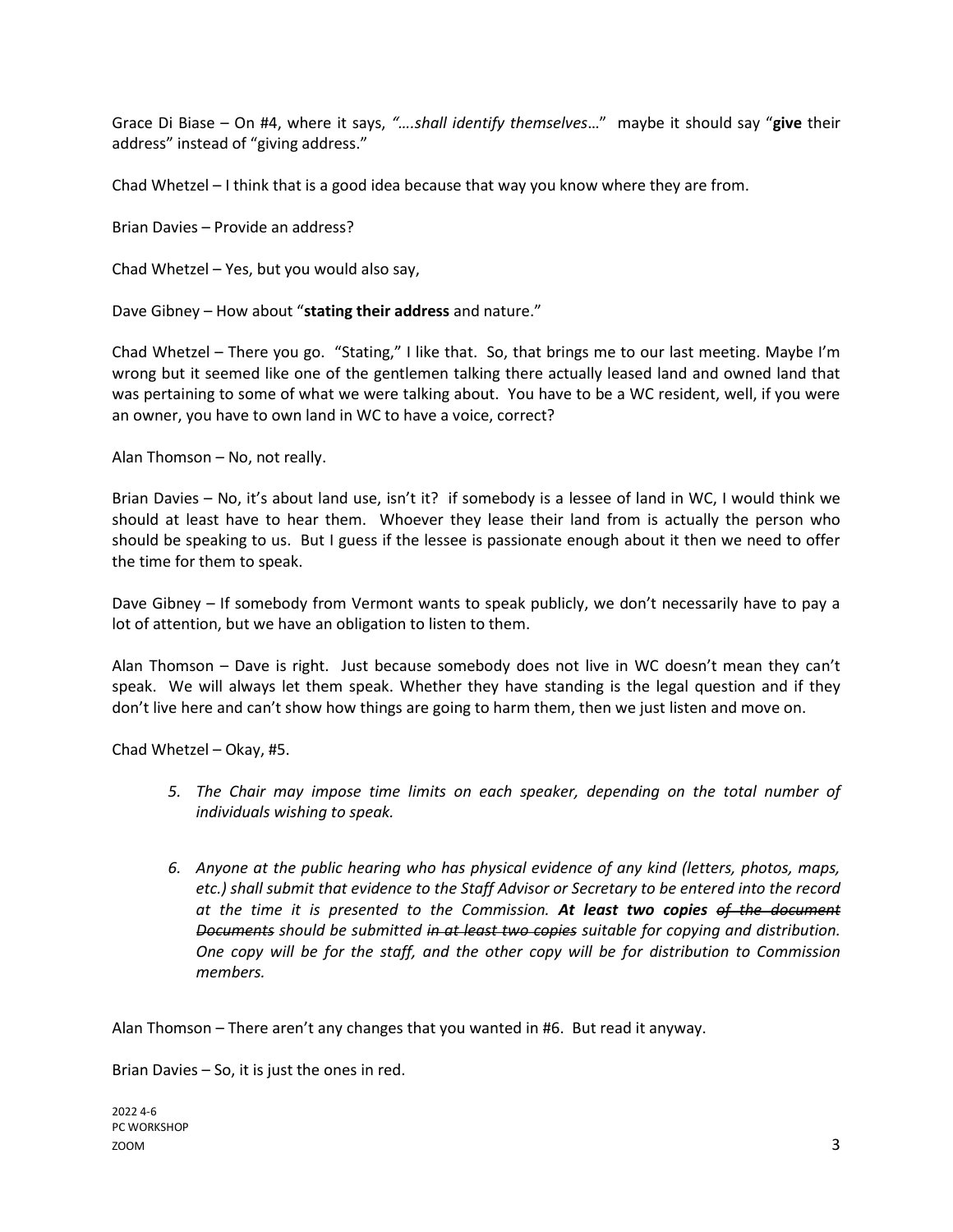Grace Di Biase – On #4, where it says, *"….shall identify themselves…"* maybe it should say "**give** their address" instead of "giving address."

Chad Whetzel – I think that is a good idea because that way you know where they are from.

Brian Davies – Provide an address?

Chad Whetzel – Yes, but you would also say,

Dave Gibney – How about "**stating their address** and nature."

Chad Whetzel – There you go. "Stating," I like that. So, that brings me to our last meeting. Maybe I'm wrong but it seemed like one of the gentlemen talking there actually leased land and owned land that was pertaining to some of what we were talking about. You have to be a WC resident, well, if you were an owner, you have to own land in WC to have a voice, correct?

Alan Thomson – No, not really.

Brian Davies – No, it's about land use, isn't it? if somebody is a lessee of land in WC, I would think we should at least have to hear them. Whoever they lease their land from is actually the person who should be speaking to us. But I guess if the lessee is passionate enough about it then we need to offer the time for them to speak.

Dave Gibney – If somebody from Vermont wants to speak publicly, we don't necessarily have to pay a lot of attention, but we have an obligation to listen to them.

Alan Thomson – Dave is right. Just because somebody does not live in WC doesn't mean they can't speak. We will always let them speak. Whether they have standing is the legal question and if they don't live here and can't show how things are going to harm them, then we just listen and move on.

Chad Whetzel – Okay, #5.

> 5. *The Chair may impose time limits on each speaker, depending on the total number of individuals wishing to speak.*
>
> 6. *Anyone at the public hearing who has physical evidence of any kind (letters, photos, maps, etc.) shall submit that evidence to the Staff Advisor or Secretary to be entered into the record at the time it is presented to the Commission.* ***At least two copies*** *~~of the document Documents~~ should be submitted ~~in at least two copies~~ suitable for copying and distribution. One copy will be for the staff, and the other copy will be for distribution to Commission members.*

Alan Thomson – There aren't any changes that you wanted in #6. But read it anyway.

Brian Davies – So, it is just the ones in red.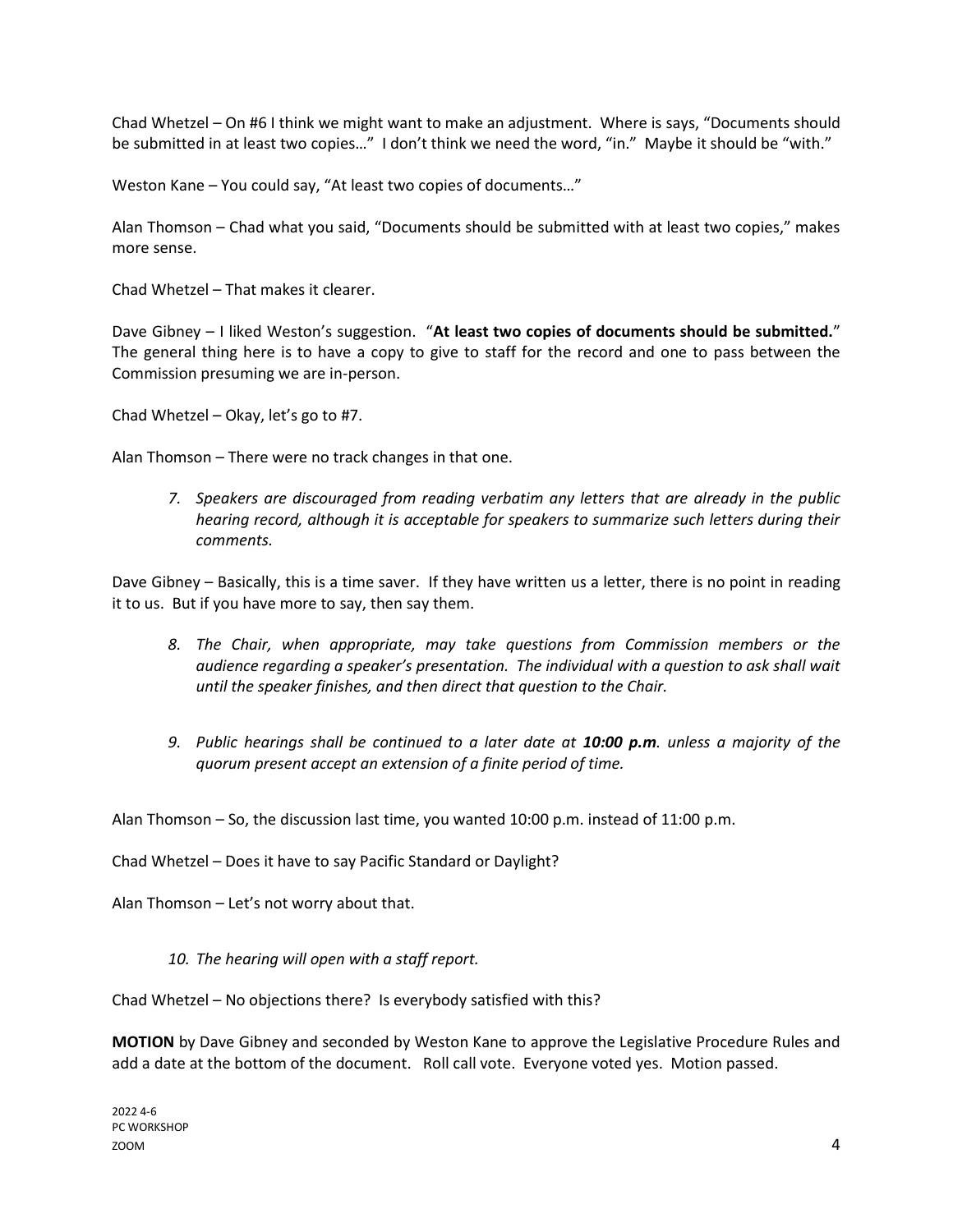Chad Whetzel – On #6 I think we might want to make an adjustment. Where is says, "Documents should be submitted in at least two copies…" I don't think we need the word, "in." Maybe it should be "with."

Weston Kane – You could say, "At least two copies of documents…"

Alan Thomson – Chad what you said, "Documents should be submitted with at least two copies," makes more sense.

Chad Whetzel – That makes it clearer.

Dave Gibney – I liked Weston's suggestion. "**At least two copies of documents should be submitted.**" The general thing here is to have a copy to give to staff for the record and one to pass between the Commission presuming we are in-person.

Chad Whetzel – Okay, let's go to #7.

Alan Thomson – There were no track changes in that one.

> 7. *Speakers are discouraged from reading verbatim any letters that are already in the public hearing record, although it is acceptable for speakers to summarize such letters during their comments.*

Dave Gibney – Basically, this is a time saver. If they have written us a letter, there is no point in reading it to us. But if you have more to say, then say them.

> 8. *The Chair, when appropriate, may take questions from Commission members or the audience regarding a speaker's presentation. The individual with a question to ask shall wait until the speaker finishes, and then direct that question to the Chair.*
>
> 9. *Public hearings shall be continued to a later date at **10:00 p.m**. unless a majority of the quorum present accept an extension of a finite period of time.*

Alan Thomson – So, the discussion last time, you wanted 10:00 p.m. instead of 11:00 p.m.

Chad Whetzel – Does it have to say Pacific Standard or Daylight?

Alan Thomson – Let's not worry about that.

> 10. *The hearing will open with a staff report.*

Chad Whetzel – No objections there? Is everybody satisfied with this?

**MOTION** by Dave Gibney and seconded by Weston Kane to approve the Legislative Procedure Rules and add a date at the bottom of the document. Roll call vote. Everyone voted yes. Motion passed.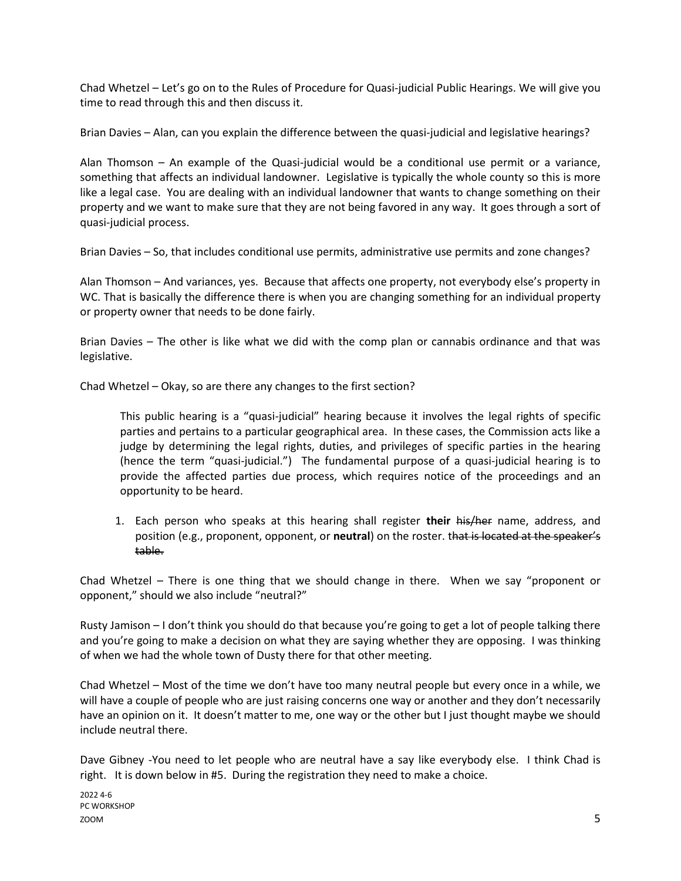Chad Whetzel – Let's go on to the Rules of Procedure for Quasi-judicial Public Hearings. We will give you time to read through this and then discuss it.

Brian Davies – Alan, can you explain the difference between the quasi-judicial and legislative hearings?

Alan Thomson – An example of the Quasi-judicial would be a conditional use permit or a variance, something that affects an individual landowner. Legislative is typically the whole county so this is more like a legal case. You are dealing with an individual landowner that wants to change something on their property and we want to make sure that they are not being favored in any way. It goes through a sort of quasi-judicial process.

Brian Davies – So, that includes conditional use permits, administrative use permits and zone changes?

Alan Thomson – And variances, yes. Because that affects one property, not everybody else's property in WC. That is basically the difference there is when you are changing something for an individual property or property owner that needs to be done fairly.

Brian Davies – The other is like what we did with the comp plan or cannabis ordinance and that was legislative.

Chad Whetzel – Okay, so are there any changes to the first section?

> This public hearing is a "quasi-judicial" hearing because it involves the legal rights of specific parties and pertains to a particular geographical area. In these cases, the Commission acts like a judge by determining the legal rights, duties, and privileges of specific parties in the hearing (hence the term "quasi-judicial.") The fundamental purpose of a quasi-judicial hearing is to provide the affected parties due process, which requires notice of the proceedings and an opportunity to be heard.
>
> 1. Each person who speaks at this hearing shall register **their** ~~his/her~~ name, address, and position (e.g., proponent, opponent, or **neutral**) on the roster. t~~hat is located at the speaker's table.~~

Chad Whetzel – There is one thing that we should change in there. When we say "proponent or opponent," should we also include "neutral?"

Rusty Jamison – I don't think you should do that because you're going to get a lot of people talking there and you're going to make a decision on what they are saying whether they are opposing. I was thinking of when we had the whole town of Dusty there for that other meeting.

Chad Whetzel – Most of the time we don't have too many neutral people but every once in a while, we will have a couple of people who are just raising concerns one way or another and they don't necessarily have an opinion on it. It doesn't matter to me, one way or the other but I just thought maybe we should include neutral there.

Dave Gibney -You need to let people who are neutral have a say like everybody else. I think Chad is right. It is down below in #5. During the registration they need to make a choice.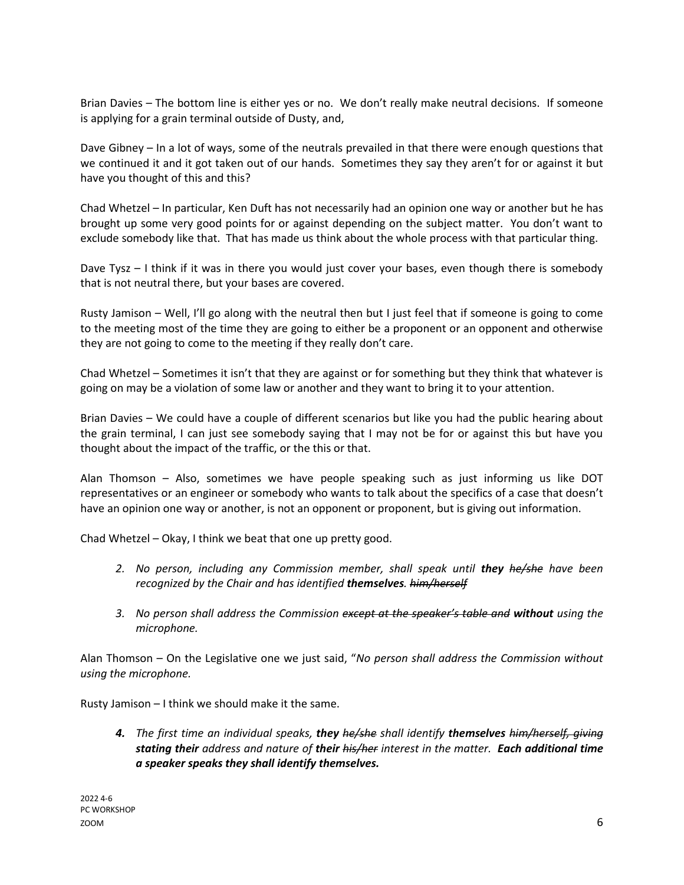Brian Davies – The bottom line is either yes or no. We don't really make neutral decisions. If someone is applying for a grain terminal outside of Dusty, and,

Dave Gibney – In a lot of ways, some of the neutrals prevailed in that there were enough questions that we continued it and it got taken out of our hands. Sometimes they say they aren't for or against it but have you thought of this and this?

Chad Whetzel – In particular, Ken Duft has not necessarily had an opinion one way or another but he has brought up some very good points for or against depending on the subject matter. You don't want to exclude somebody like that. That has made us think about the whole process with that particular thing.

Dave Tysz – I think if it was in there you would just cover your bases, even though there is somebody that is not neutral there, but your bases are covered.

Rusty Jamison – Well, I'll go along with the neutral then but I just feel that if someone is going to come to the meeting most of the time they are going to either be a proponent or an opponent and otherwise they are not going to come to the meeting if they really don't care.

Chad Whetzel – Sometimes it isn't that they are against or for something but they think that whatever is going on may be a violation of some law or another and they want to bring it to your attention.

Brian Davies – We could have a couple of different scenarios but like you had the public hearing about the grain terminal, I can just see somebody saying that I may not be for or against this but have you thought about the impact of the traffic, or the this or that.

Alan Thomson – Also, sometimes we have people speaking such as just informing us like DOT representatives or an engineer or somebody who wants to talk about the specifics of a case that doesn't have an opinion one way or another, is not an opponent or proponent, but is giving out information.

Chad Whetzel – Okay, I think we beat that one up pretty good.

2. *No person, including any Commission member, shall speak until **they** ~~he/she~~ have been recognized by the Chair and has identified **themselves**. ~~him/herself~~*

3. *No person shall address the Commission ~~except at the speaker's table and~~ **without** using the microphone.*

Alan Thomson – On the Legislative one we just said, "*No person shall address the Commission without using the microphone.*

Rusty Jamison – I think we should make it the same.

4. *The first time an individual speaks, **they** ~~he/she~~ shall identify **themselves** ~~him/herself, giving~~ **stating their** address and nature of **their** ~~his/her~~ interest in the matter. **Each additional time a speaker speaks they shall identify themselves.***

2022 4-6
PC WORKSHOP
ZOOM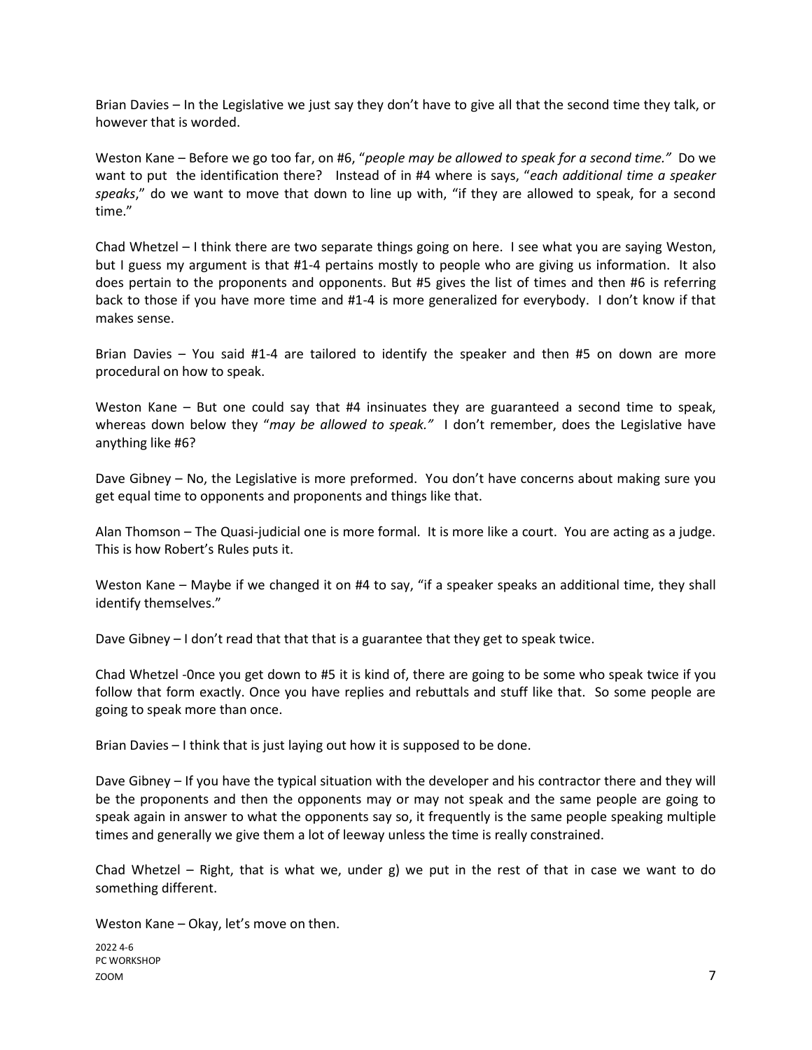Brian Davies – In the Legislative we just say they don't have to give all that the second time they talk, or however that is worded.

Weston Kane – Before we go too far, on #6, "*people may be allowed to speak for a second time.*" Do we want to put the identification there? Instead of in #4 where is says, "*each additional time a speaker speaks*," do we want to move that down to line up with, "if they are allowed to speak, for a second time."

Chad Whetzel – I think there are two separate things going on here. I see what you are saying Weston, but I guess my argument is that #1-4 pertains mostly to people who are giving us information. It also does pertain to the proponents and opponents. But #5 gives the list of times and then #6 is referring back to those if you have more time and #1-4 is more generalized for everybody. I don't know if that makes sense.

Brian Davies – You said #1-4 are tailored to identify the speaker and then #5 on down are more procedural on how to speak.

Weston Kane – But one could say that #4 insinuates they are guaranteed a second time to speak, whereas down below they "*may be allowed to speak.*" I don't remember, does the Legislative have anything like #6?

Dave Gibney – No, the Legislative is more preformed. You don't have concerns about making sure you get equal time to opponents and proponents and things like that.

Alan Thomson – The Quasi-judicial one is more formal. It is more like a court. You are acting as a judge. This is how Robert's Rules puts it.

Weston Kane – Maybe if we changed it on #4 to say, "if a speaker speaks an additional time, they shall identify themselves."

Dave Gibney – I don't read that that that is a guarantee that they get to speak twice.

Chad Whetzel -0nce you get down to #5 it is kind of, there are going to be some who speak twice if you follow that form exactly. Once you have replies and rebuttals and stuff like that. So some people are going to speak more than once.

Brian Davies – I think that is just laying out how it is supposed to be done.

Dave Gibney – If you have the typical situation with the developer and his contractor there and they will be the proponents and then the opponents may or may not speak and the same people are going to speak again in answer to what the opponents say so, it frequently is the same people speaking multiple times and generally we give them a lot of leeway unless the time is really constrained.

Chad Whetzel – Right, that is what we, under g) we put in the rest of that in case we want to do something different.

Weston Kane – Okay, let's move on then.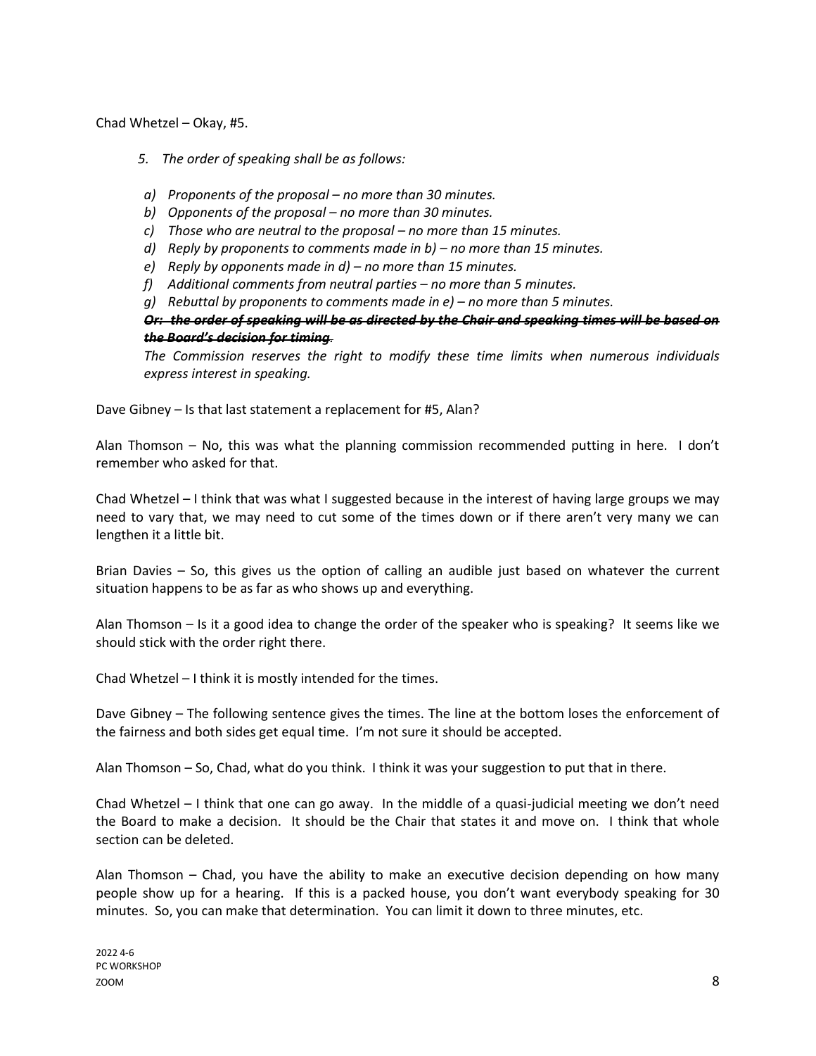Chad Whetzel – Okay, #5.

*5. The order of speaking shall be as follows:*

- *a) Proponents of the proposal – no more than 30 minutes.*
- *b) Opponents of the proposal – no more than 30 minutes.*
- *c) Those who are neutral to the proposal – no more than 15 minutes.*
- *d) Reply by proponents to comments made in b) – no more than 15 minutes.*
- *e) Reply by opponents made in d) – no more than 15 minutes.*
- *f) Additional comments from neutral parties – no more than 5 minutes.*
- *g) Rebuttal by proponents to comments made in e) – no more than 5 minutes.*

***~~Or: the order of speaking will be as directed by the Chair and speaking times will be based on the Board's decision for timing.~~***

*The Commission reserves the right to modify these time limits when numerous individuals express interest in speaking.*

Dave Gibney – Is that last statement a replacement for #5, Alan?

Alan Thomson – No, this was what the planning commission recommended putting in here. I don't remember who asked for that.

Chad Whetzel – I think that was what I suggested because in the interest of having large groups we may need to vary that, we may need to cut some of the times down or if there aren't very many we can lengthen it a little bit.

Brian Davies – So, this gives us the option of calling an audible just based on whatever the current situation happens to be as far as who shows up and everything.

Alan Thomson – Is it a good idea to change the order of the speaker who is speaking? It seems like we should stick with the order right there.

Chad Whetzel – I think it is mostly intended for the times.

Dave Gibney – The following sentence gives the times. The line at the bottom loses the enforcement of the fairness and both sides get equal time. I'm not sure it should be accepted.

Alan Thomson – So, Chad, what do you think. I think it was your suggestion to put that in there.

Chad Whetzel – I think that one can go away. In the middle of a quasi-judicial meeting we don't need the Board to make a decision. It should be the Chair that states it and move on. I think that whole section can be deleted.

Alan Thomson – Chad, you have the ability to make an executive decision depending on how many people show up for a hearing. If this is a packed house, you don't want everybody speaking for 30 minutes. So, you can make that determination. You can limit it down to three minutes, etc.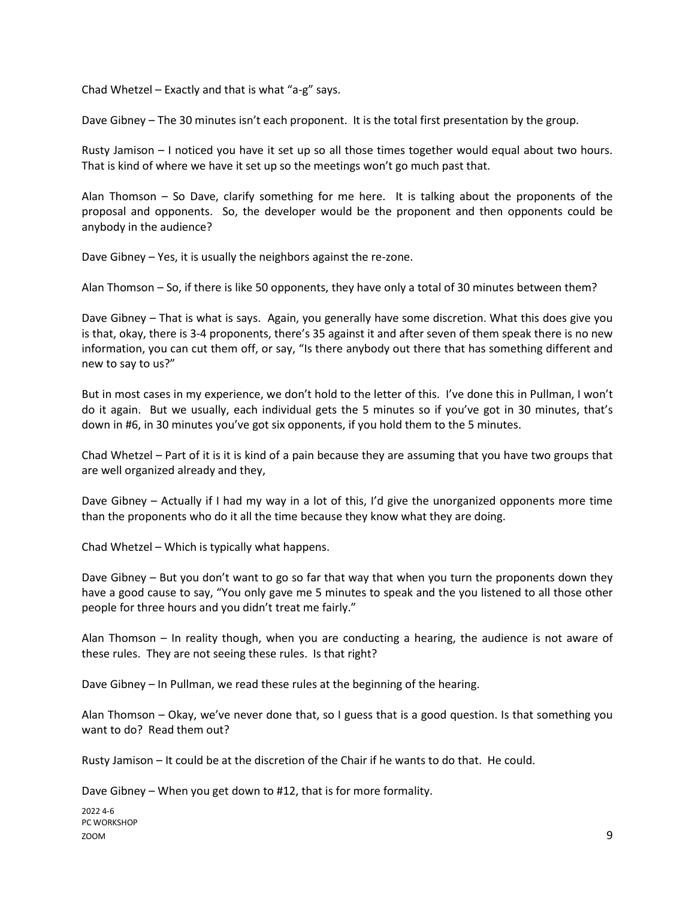Chad Whetzel – Exactly and that is what "a-g" says.

Dave Gibney – The 30 minutes isn't each proponent. It is the total first presentation by the group.

Rusty Jamison – I noticed you have it set up so all those times together would equal about two hours. That is kind of where we have it set up so the meetings won't go much past that.

Alan Thomson – So Dave, clarify something for me here. It is talking about the proponents of the proposal and opponents. So, the developer would be the proponent and then opponents could be anybody in the audience?

Dave Gibney – Yes, it is usually the neighbors against the re-zone.

Alan Thomson – So, if there is like 50 opponents, they have only a total of 30 minutes between them?

Dave Gibney – That is what is says. Again, you generally have some discretion. What this does give you is that, okay, there is 3-4 proponents, there's 35 against it and after seven of them speak there is no new information, you can cut them off, or say, "Is there anybody out there that has something different and new to say to us?"

But in most cases in my experience, we don't hold to the letter of this. I've done this in Pullman, I won't do it again. But we usually, each individual gets the 5 minutes so if you've got in 30 minutes, that's down in #6, in 30 minutes you've got six opponents, if you hold them to the 5 minutes.

Chad Whetzel – Part of it is it is kind of a pain because they are assuming that you have two groups that are well organized already and they,

Dave Gibney – Actually if I had my way in a lot of this, I'd give the unorganized opponents more time than the proponents who do it all the time because they know what they are doing.

Chad Whetzel – Which is typically what happens.

Dave Gibney – But you don't want to go so far that way that when you turn the proponents down they have a good cause to say, "You only gave me 5 minutes to speak and the you listened to all those other people for three hours and you didn't treat me fairly."

Alan Thomson – In reality though, when you are conducting a hearing, the audience is not aware of these rules. They are not seeing these rules. Is that right?

Dave Gibney – In Pullman, we read these rules at the beginning of the hearing.

Alan Thomson – Okay, we've never done that, so I guess that is a good question. Is that something you want to do? Read them out?

Rusty Jamison – It could be at the discretion of the Chair if he wants to do that. He could.

Dave Gibney – When you get down to #12, that is for more formality.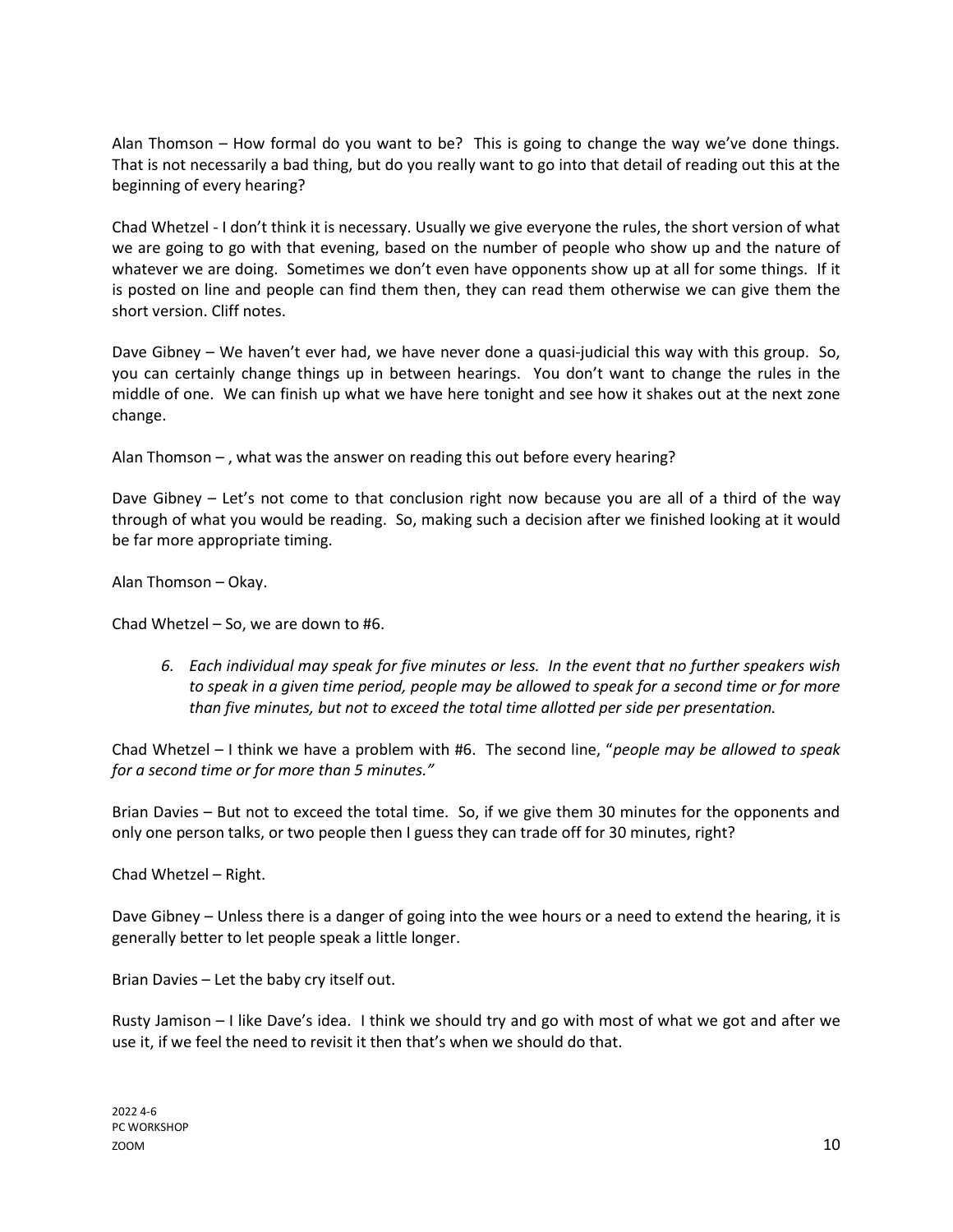Alan Thomson – How formal do you want to be? This is going to change the way we've done things. That is not necessarily a bad thing, but do you really want to go into that detail of reading out this at the beginning of every hearing?

Chad Whetzel - I don't think it is necessary. Usually we give everyone the rules, the short version of what we are going to go with that evening, based on the number of people who show up and the nature of whatever we are doing. Sometimes we don't even have opponents show up at all for some things. If it is posted on line and people can find them then, they can read them otherwise we can give them the short version. Cliff notes.

Dave Gibney – We haven't ever had, we have never done a quasi-judicial this way with this group. So, you can certainly change things up in between hearings. You don't want to change the rules in the middle of one. We can finish up what we have here tonight and see how it shakes out at the next zone change.

Alan Thomson – , what was the answer on reading this out before every hearing?

Dave Gibney – Let's not come to that conclusion right now because you are all of a third of the way through of what you would be reading. So, making such a decision after we finished looking at it would be far more appropriate timing.

Alan Thomson – Okay.

Chad Whetzel – So, we are down to #6.

> *6. Each individual may speak for five minutes or less. In the event that no further speakers wish to speak in a given time period, people may be allowed to speak for a second time or for more than five minutes, but not to exceed the total time allotted per side per presentation.*

Chad Whetzel – I think we have a problem with #6. The second line, "*people may be allowed to speak for a second time or for more than 5 minutes.*"

Brian Davies – But not to exceed the total time. So, if we give them 30 minutes for the opponents and only one person talks, or two people then I guess they can trade off for 30 minutes, right?

Chad Whetzel – Right.

Dave Gibney – Unless there is a danger of going into the wee hours or a need to extend the hearing, it is generally better to let people speak a little longer.

Brian Davies – Let the baby cry itself out.

Rusty Jamison – I like Dave's idea. I think we should try and go with most of what we got and after we use it, if we feel the need to revisit it then that's when we should do that.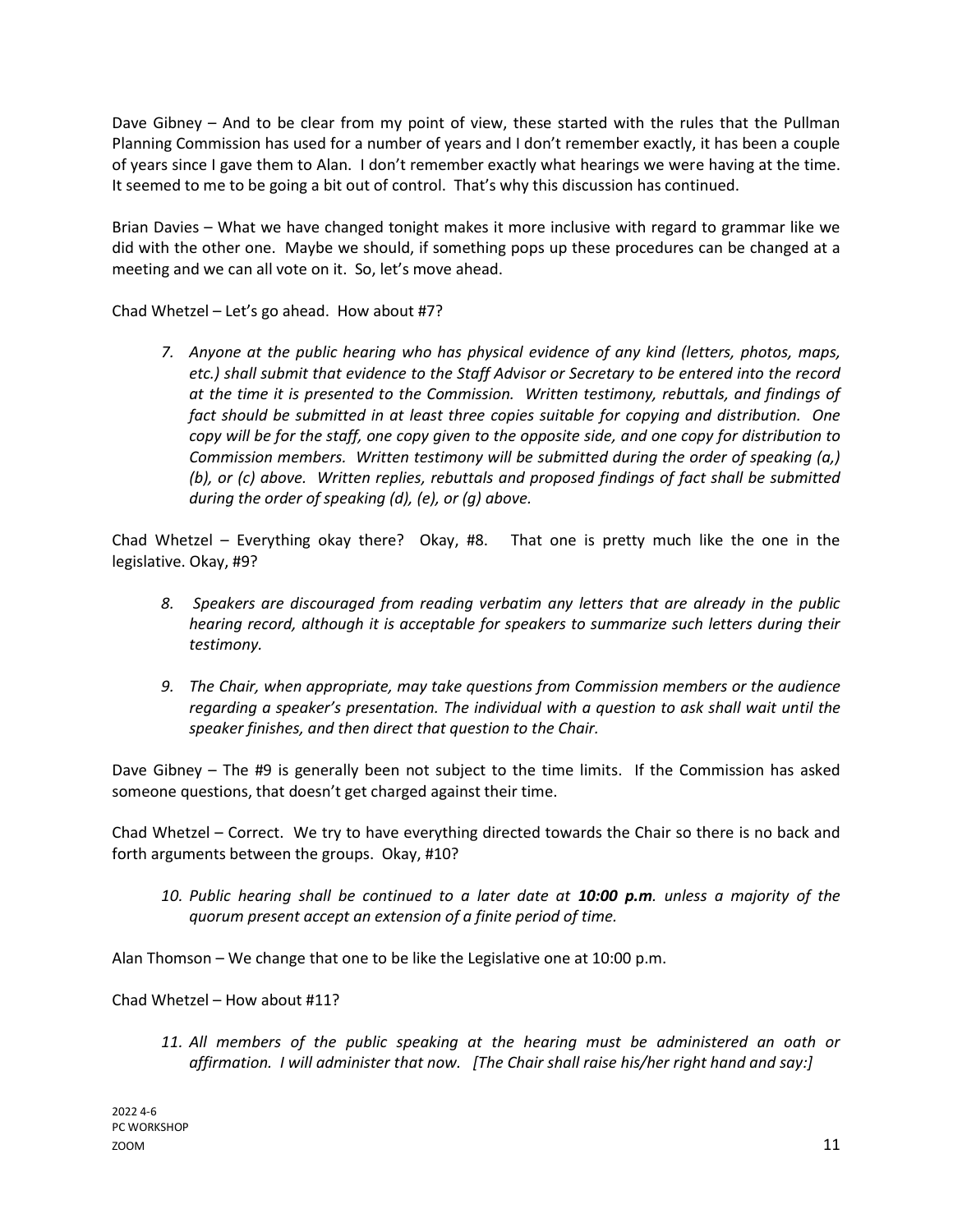Dave Gibney – And to be clear from my point of view, these started with the rules that the Pullman Planning Commission has used for a number of years and I don't remember exactly, it has been a couple of years since I gave them to Alan. I don't remember exactly what hearings we were having at the time. It seemed to me to be going a bit out of control. That's why this discussion has continued.

Brian Davies – What we have changed tonight makes it more inclusive with regard to grammar like we did with the other one. Maybe we should, if something pops up these procedures can be changed at a meeting and we can all vote on it. So, let's move ahead.

Chad Whetzel – Let's go ahead. How about #7?

> 7. *Anyone at the public hearing who has physical evidence of any kind (letters, photos, maps, etc.) shall submit that evidence to the Staff Advisor or Secretary to be entered into the record at the time it is presented to the Commission. Written testimony, rebuttals, and findings of fact should be submitted in at least three copies suitable for copying and distribution. One copy will be for the staff, one copy given to the opposite side, and one copy for distribution to Commission members. Written testimony will be submitted during the order of speaking (a,) (b), or (c) above. Written replies, rebuttals and proposed findings of fact shall be submitted during the order of speaking (d), (e), or (g) above.*

Chad Whetzel – Everything okay there? Okay, #8. That one is pretty much like the one in the legislative. Okay, #9?

> 8. *Speakers are discouraged from reading verbatim any letters that are already in the public hearing record, although it is acceptable for speakers to summarize such letters during their testimony.*
>
> 9. *The Chair, when appropriate, may take questions from Commission members or the audience regarding a speaker's presentation. The individual with a question to ask shall wait until the speaker finishes, and then direct that question to the Chair.*

Dave Gibney – The #9 is generally been not subject to the time limits. If the Commission has asked someone questions, that doesn't get charged against their time.

Chad Whetzel – Correct. We try to have everything directed towards the Chair so there is no back and forth arguments between the groups. Okay, #10?

> 10. *Public hearing shall be continued to a later date at **10:00 p.m**. unless a majority of the quorum present accept an extension of a finite period of time.*

Alan Thomson – We change that one to be like the Legislative one at 10:00 p.m.

Chad Whetzel – How about #11?

> 11. *All members of the public speaking at the hearing must be administered an oath or affirmation. I will administer that now. [The Chair shall raise his/her right hand and say:]*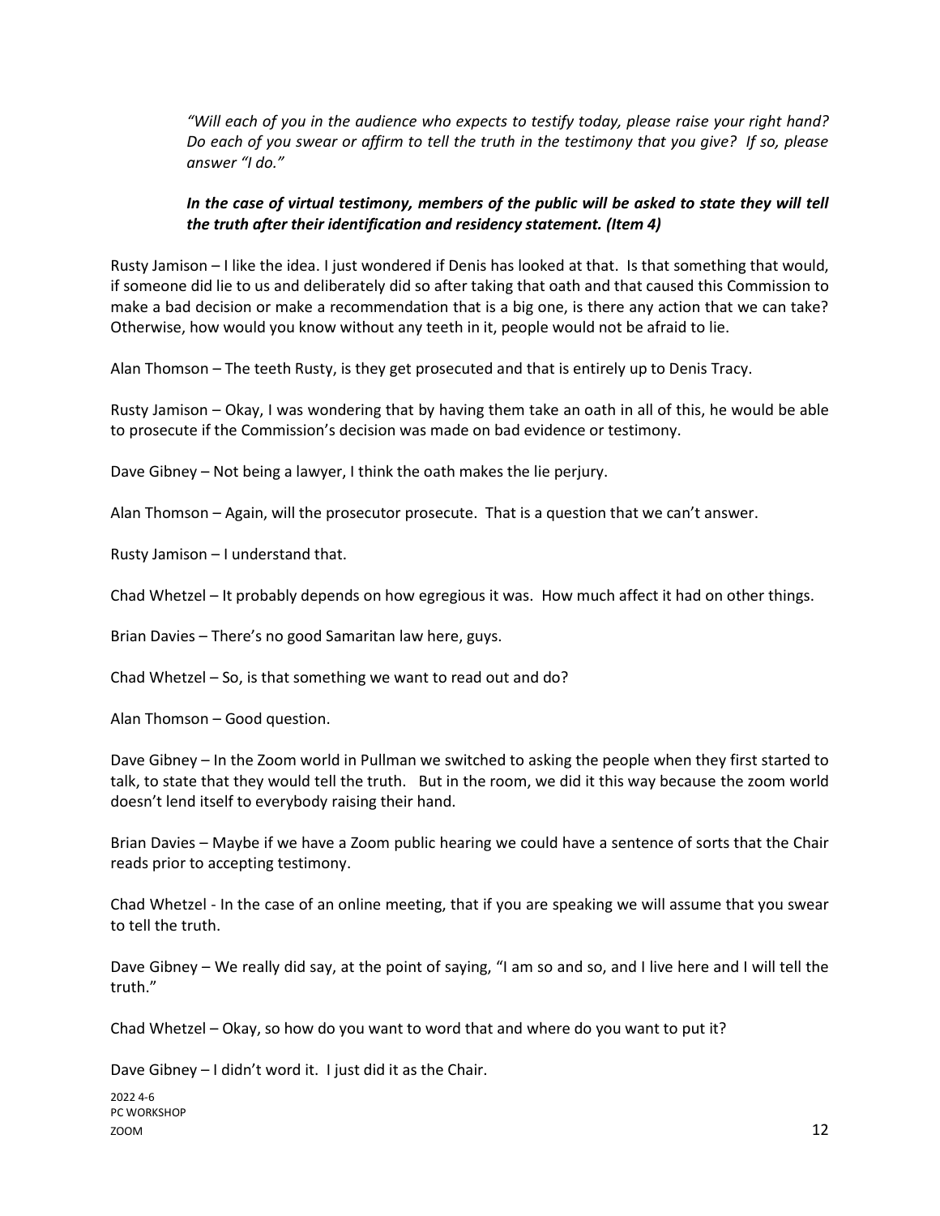*"Will each of you in the audience who expects to testify today, please raise your right hand? Do each of you swear or affirm to tell the truth in the testimony that you give? If so, please answer "I do."*

***In the case of virtual testimony, members of the public will be asked to state they will tell the truth after their identification and residency statement. (Item 4)***

Rusty Jamison – I like the idea. I just wondered if Denis has looked at that. Is that something that would, if someone did lie to us and deliberately did so after taking that oath and that caused this Commission to make a bad decision or make a recommendation that is a big one, is there any action that we can take? Otherwise, how would you know without any teeth in it, people would not be afraid to lie.

Alan Thomson – The teeth Rusty, is they get prosecuted and that is entirely up to Denis Tracy.

Rusty Jamison – Okay, I was wondering that by having them take an oath in all of this, he would be able to prosecute if the Commission's decision was made on bad evidence or testimony.

Dave Gibney – Not being a lawyer, I think the oath makes the lie perjury.

Alan Thomson – Again, will the prosecutor prosecute. That is a question that we can't answer.

Rusty Jamison – I understand that.

Chad Whetzel – It probably depends on how egregious it was. How much affect it had on other things.

Brian Davies – There's no good Samaritan law here, guys.

Chad Whetzel – So, is that something we want to read out and do?

Alan Thomson – Good question.

Dave Gibney – In the Zoom world in Pullman we switched to asking the people when they first started to talk, to state that they would tell the truth. But in the room, we did it this way because the zoom world doesn't lend itself to everybody raising their hand.

Brian Davies – Maybe if we have a Zoom public hearing we could have a sentence of sorts that the Chair reads prior to accepting testimony.

Chad Whetzel - In the case of an online meeting, that if you are speaking we will assume that you swear to tell the truth.

Dave Gibney – We really did say, at the point of saying, "I am so and so, and I live here and I will tell the truth."

Chad Whetzel – Okay, so how do you want to word that and where do you want to put it?

Dave Gibney – I didn't word it. I just did it as the Chair.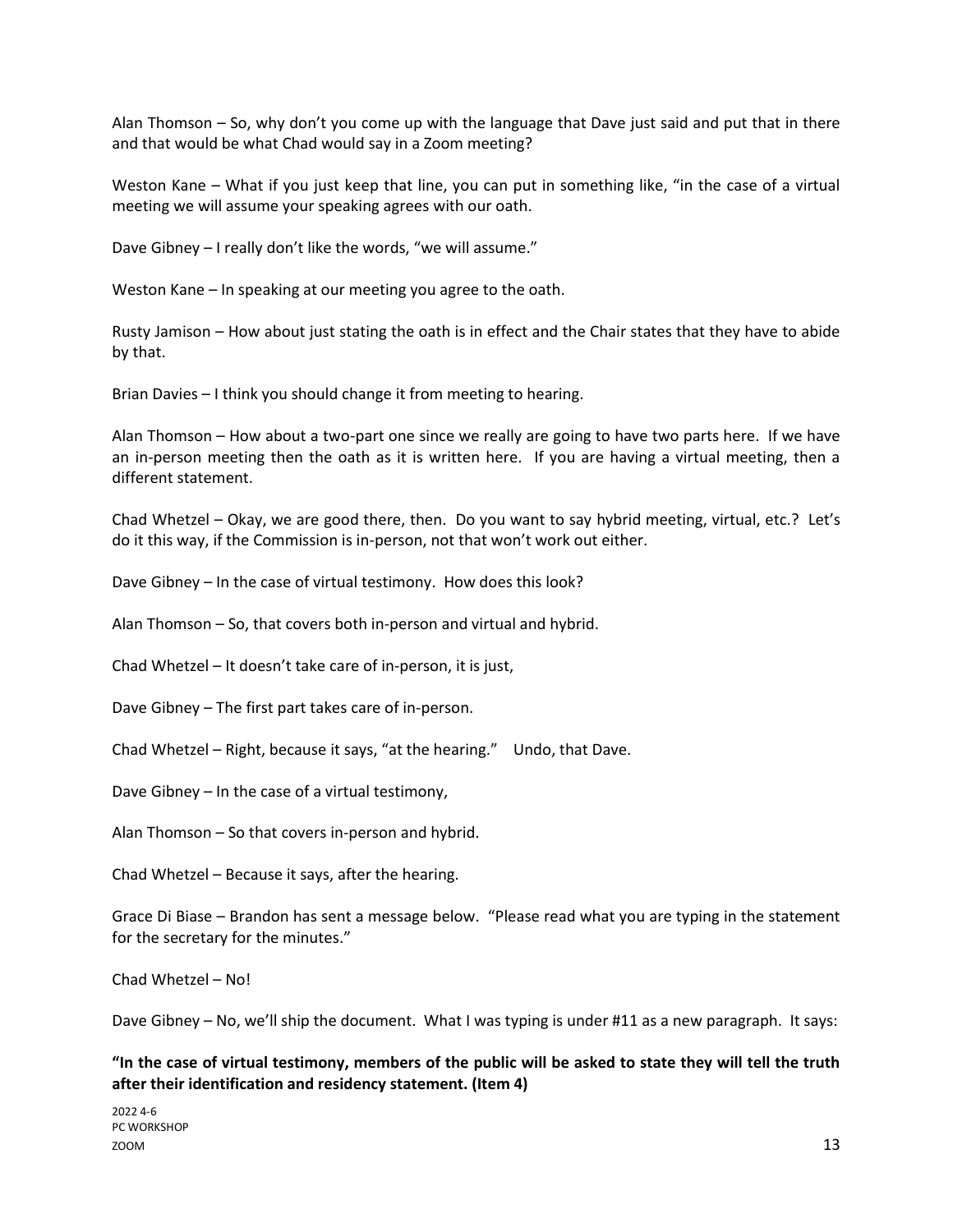Alan Thomson – So, why don't you come up with the language that Dave just said and put that in there and that would be what Chad would say in a Zoom meeting?

Weston Kane – What if you just keep that line, you can put in something like, "in the case of a virtual meeting we will assume your speaking agrees with our oath.

Dave Gibney – I really don't like the words, "we will assume."

Weston Kane – In speaking at our meeting you agree to the oath.

Rusty Jamison – How about just stating the oath is in effect and the Chair states that they have to abide by that.

Brian Davies – I think you should change it from meeting to hearing.

Alan Thomson – How about a two-part one since we really are going to have two parts here. If we have an in-person meeting then the oath as it is written here. If you are having a virtual meeting, then a different statement.

Chad Whetzel – Okay, we are good there, then. Do you want to say hybrid meeting, virtual, etc.? Let's do it this way, if the Commission is in-person, not that won't work out either.

Dave Gibney – In the case of virtual testimony. How does this look?

Alan Thomson – So, that covers both in-person and virtual and hybrid.

Chad Whetzel – It doesn't take care of in-person, it is just,

Dave Gibney – The first part takes care of in-person.

Chad Whetzel – Right, because it says, "at the hearing." Undo, that Dave.

Dave Gibney – In the case of a virtual testimony,

Alan Thomson – So that covers in-person and hybrid.

Chad Whetzel – Because it says, after the hearing.

Grace Di Biase – Brandon has sent a message below. "Please read what you are typing in the statement for the secretary for the minutes."

Chad Whetzel – No!

Dave Gibney – No, we'll ship the document. What I was typing is under #11 as a new paragraph. It says:

**"In the case of virtual testimony, members of the public will be asked to state they will tell the truth after their identification and residency statement. (Item 4)**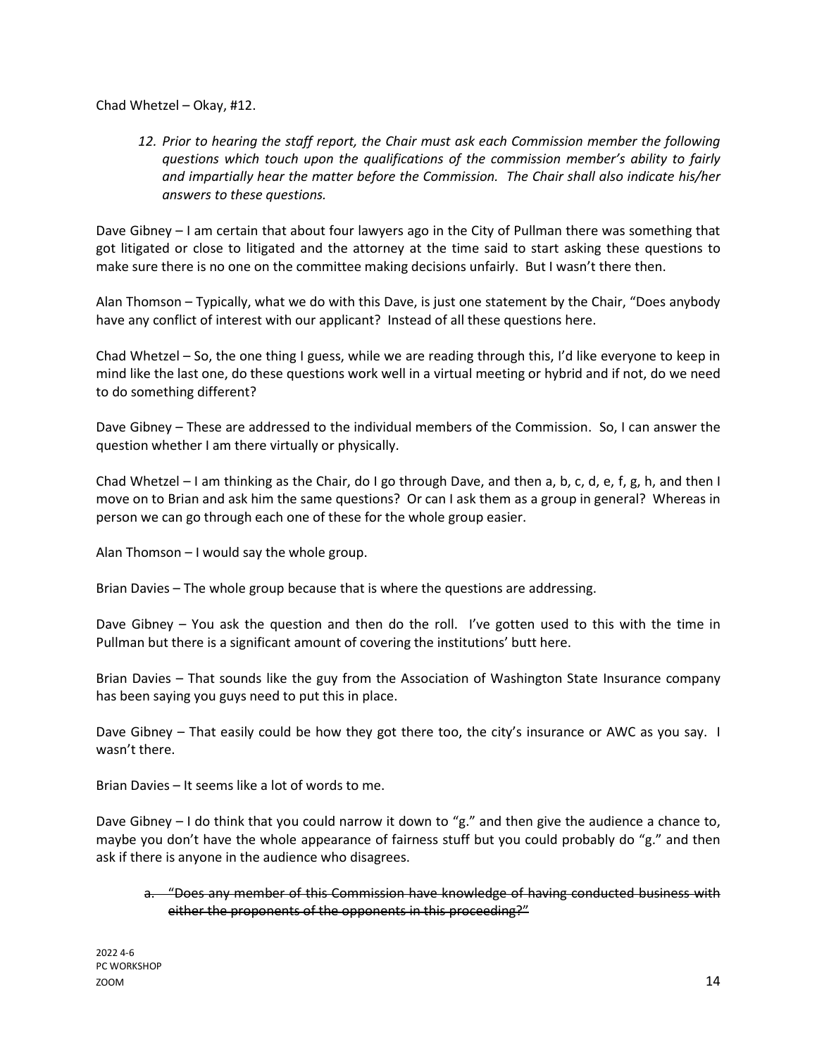Chad Whetzel – Okay, #12.

> 12. *Prior to hearing the staff report, the Chair must ask each Commission member the following questions which touch upon the qualifications of the commission member's ability to fairly and impartially hear the matter before the Commission. The Chair shall also indicate his/her answers to these questions.*

Dave Gibney – I am certain that about four lawyers ago in the City of Pullman there was something that got litigated or close to litigated and the attorney at the time said to start asking these questions to make sure there is no one on the committee making decisions unfairly. But I wasn't there then.

Alan Thomson – Typically, what we do with this Dave, is just one statement by the Chair, "Does anybody have any conflict of interest with our applicant? Instead of all these questions here.

Chad Whetzel – So, the one thing I guess, while we are reading through this, I'd like everyone to keep in mind like the last one, do these questions work well in a virtual meeting or hybrid and if not, do we need to do something different?

Dave Gibney – These are addressed to the individual members of the Commission. So, I can answer the question whether I am there virtually or physically.

Chad Whetzel – I am thinking as the Chair, do I go through Dave, and then a, b, c, d, e, f, g, h, and then I move on to Brian and ask him the same questions? Or can I ask them as a group in general? Whereas in person we can go through each one of these for the whole group easier.

Alan Thomson – I would say the whole group.

Brian Davies – The whole group because that is where the questions are addressing.

Dave Gibney – You ask the question and then do the roll. I've gotten used to this with the time in Pullman but there is a significant amount of covering the institutions' butt here.

Brian Davies – That sounds like the guy from the Association of Washington State Insurance company has been saying you guys need to put this in place.

Dave Gibney – That easily could be how they got there too, the city's insurance or AWC as you say. I wasn't there.

Brian Davies – It seems like a lot of words to me.

Dave Gibney – I do think that you could narrow it down to "g." and then give the audience a chance to, maybe you don't have the whole appearance of fairness stuff but you could probably do "g." and then ask if there is anyone in the audience who disagrees.

> a. ~~"Does any member of this Commission have knowledge of having conducted business with either the proponents of the opponents in this proceeding?"~~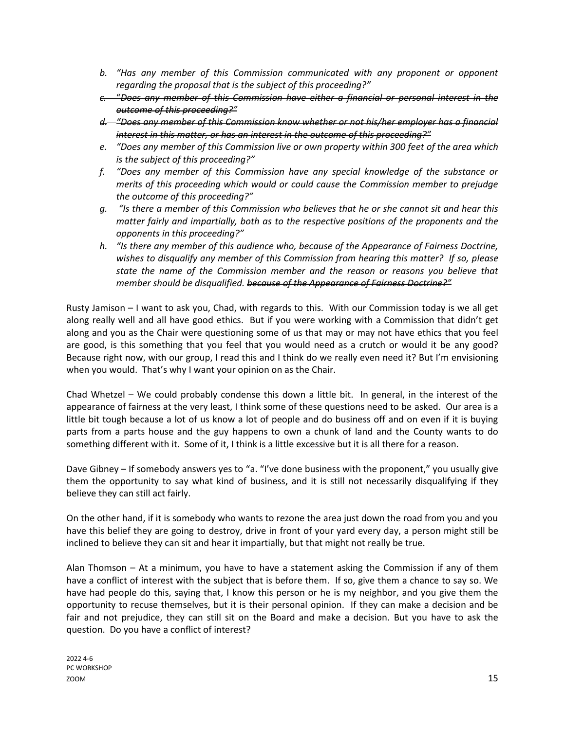b. *"Has any member of this Commission communicated with any proponent or opponent regarding the proposal that is the subject of this proceeding?"*
c. ~~*"Does any member of this Commission have either a financial or personal interest in the outcome of this proceeding?"*~~
d. ~~*"Does any member of this Commission know whether or not his/her employer has a financial interest in this matter, or has an interest in the outcome of this proceeding?"*~~
e. *"Does any member of this Commission live or own property within 300 feet of the area which is the subject of this proceeding?"*
f. *"Does any member of this Commission have any special knowledge of the substance or merits of this proceeding which would or could cause the Commission member to prejudge the outcome of this proceeding?"*
g. *"Is there a member of this Commission who believes that he or she cannot sit and hear this matter fairly and impartially, both as to the respective positions of the proponents and the opponents in this proceeding?"*
h. *"Is there any member of this audience who~~, because of the Appearance of Fairness Doctrine,~~ wishes to disqualify any member of this Commission from hearing this matter? If so, please state the name of the Commission member and the reason or reasons you believe that member should be disqualified. ~~because of the Appearance of Fairness Doctrine?"~~*

Rusty Jamison – I want to ask you, Chad, with regards to this. With our Commission today is we all get along really well and all have good ethics. But if you were working with a Commission that didn't get along and you as the Chair were questioning some of us that may or may not have ethics that you feel are good, is this something that you feel that you would need as a crutch or would it be any good? Because right now, with our group, I read this and I think do we really even need it? But I'm envisioning when you would. That's why I want your opinion on as the Chair.

Chad Whetzel – We could probably condense this down a little bit. In general, in the interest of the appearance of fairness at the very least, I think some of these questions need to be asked. Our area is a little bit tough because a lot of us know a lot of people and do business off and on even if it is buying parts from a parts house and the guy happens to own a chunk of land and the County wants to do something different with it. Some of it, I think is a little excessive but it is all there for a reason.

Dave Gibney – If somebody answers yes to "a. "I've done business with the proponent," you usually give them the opportunity to say what kind of business, and it is still not necessarily disqualifying if they believe they can still act fairly.

On the other hand, if it is somebody who wants to rezone the area just down the road from you and you have this belief they are going to destroy, drive in front of your yard every day, a person might still be inclined to believe they can sit and hear it impartially, but that might not really be true.

Alan Thomson – At a minimum, you have to have a statement asking the Commission if any of them have a conflict of interest with the subject that is before them. If so, give them a chance to say so. We have had people do this, saying that, I know this person or he is my neighbor, and you give them the opportunity to recuse themselves, but it is their personal opinion. If they can make a decision and be fair and not prejudice, they can still sit on the Board and make a decision. But you have to ask the question. Do you have a conflict of interest?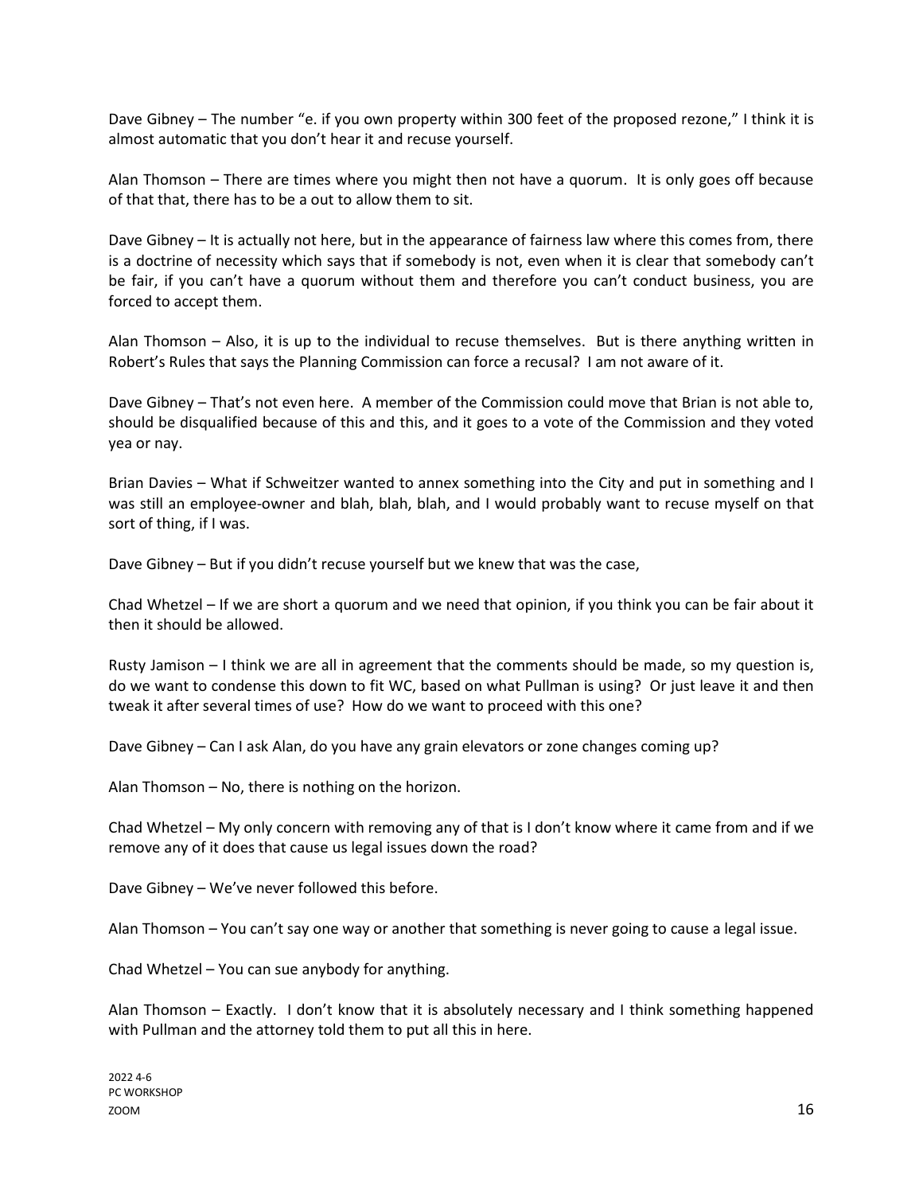Dave Gibney – The number "e. if you own property within 300 feet of the proposed rezone," I think it is almost automatic that you don't hear it and recuse yourself.

Alan Thomson – There are times where you might then not have a quorum. It is only goes off because of that that, there has to be a out to allow them to sit.

Dave Gibney – It is actually not here, but in the appearance of fairness law where this comes from, there is a doctrine of necessity which says that if somebody is not, even when it is clear that somebody can't be fair, if you can't have a quorum without them and therefore you can't conduct business, you are forced to accept them.

Alan Thomson – Also, it is up to the individual to recuse themselves. But is there anything written in Robert's Rules that says the Planning Commission can force a recusal? I am not aware of it.

Dave Gibney – That's not even here. A member of the Commission could move that Brian is not able to, should be disqualified because of this and this, and it goes to a vote of the Commission and they voted yea or nay.

Brian Davies – What if Schweitzer wanted to annex something into the City and put in something and I was still an employee-owner and blah, blah, blah, and I would probably want to recuse myself on that sort of thing, if I was.

Dave Gibney – But if you didn't recuse yourself but we knew that was the case,

Chad Whetzel – If we are short a quorum and we need that opinion, if you think you can be fair about it then it should be allowed.

Rusty Jamison – I think we are all in agreement that the comments should be made, so my question is, do we want to condense this down to fit WC, based on what Pullman is using? Or just leave it and then tweak it after several times of use? How do we want to proceed with this one?

Dave Gibney – Can I ask Alan, do you have any grain elevators or zone changes coming up?

Alan Thomson – No, there is nothing on the horizon.

Chad Whetzel – My only concern with removing any of that is I don't know where it came from and if we remove any of it does that cause us legal issues down the road?

Dave Gibney – We've never followed this before.

Alan Thomson – You can't say one way or another that something is never going to cause a legal issue.

Chad Whetzel – You can sue anybody for anything.

Alan Thomson – Exactly. I don't know that it is absolutely necessary and I think something happened with Pullman and the attorney told them to put all this in here.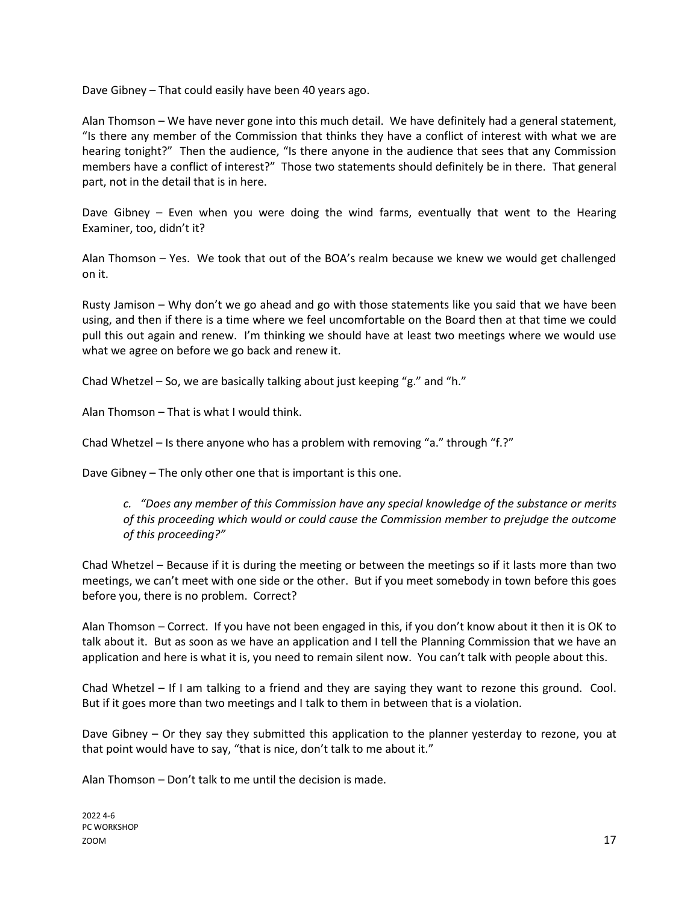Dave Gibney – That could easily have been 40 years ago.

Alan Thomson – We have never gone into this much detail. We have definitely had a general statement, "Is there any member of the Commission that thinks they have a conflict of interest with what we are hearing tonight?" Then the audience, "Is there anyone in the audience that sees that any Commission members have a conflict of interest?" Those two statements should definitely be in there. That general part, not in the detail that is in here.

Dave Gibney – Even when you were doing the wind farms, eventually that went to the Hearing Examiner, too, didn't it?

Alan Thomson – Yes. We took that out of the BOA's realm because we knew we would get challenged on it.

Rusty Jamison – Why don't we go ahead and go with those statements like you said that we have been using, and then if there is a time where we feel uncomfortable on the Board then at that time we could pull this out again and renew. I'm thinking we should have at least two meetings where we would use what we agree on before we go back and renew it.

Chad Whetzel – So, we are basically talking about just keeping "g." and "h."

Alan Thomson – That is what I would think.

Chad Whetzel – Is there anyone who has a problem with removing "a." through "f.?"

Dave Gibney – The only other one that is important is this one.

> *c. "Does any member of this Commission have any special knowledge of the substance or merits of this proceeding which would or could cause the Commission member to prejudge the outcome of this proceeding?"*

Chad Whetzel – Because if it is during the meeting or between the meetings so if it lasts more than two meetings, we can't meet with one side or the other. But if you meet somebody in town before this goes before you, there is no problem. Correct?

Alan Thomson – Correct. If you have not been engaged in this, if you don't know about it then it is OK to talk about it. But as soon as we have an application and I tell the Planning Commission that we have an application and here is what it is, you need to remain silent now. You can't talk with people about this.

Chad Whetzel – If I am talking to a friend and they are saying they want to rezone this ground. Cool. But if it goes more than two meetings and I talk to them in between that is a violation.

Dave Gibney – Or they say they submitted this application to the planner yesterday to rezone, you at that point would have to say, "that is nice, don't talk to me about it."

Alan Thomson – Don't talk to me until the decision is made.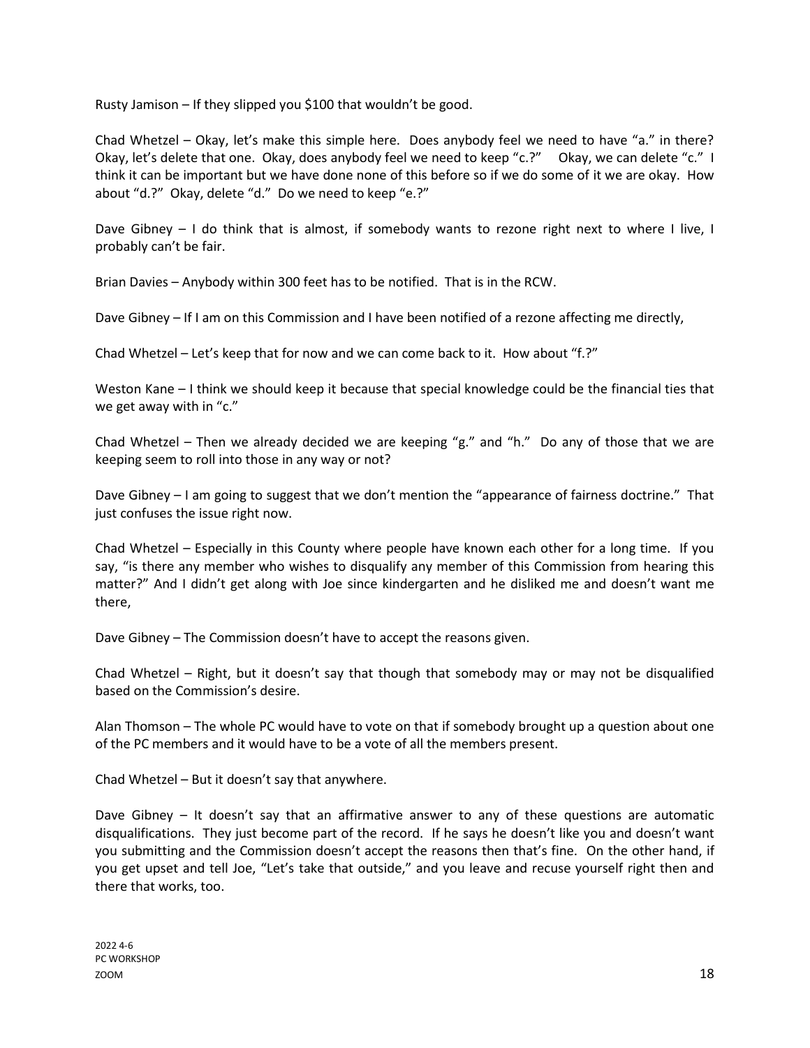Rusty Jamison – If they slipped you $100 that wouldn't be good.

Chad Whetzel – Okay, let's make this simple here. Does anybody feel we need to have "a." in there? Okay, let's delete that one. Okay, does anybody feel we need to keep "c.?" Okay, we can delete "c." I think it can be important but we have done none of this before so if we do some of it we are okay. How about "d.?" Okay, delete "d." Do we need to keep "e.?"

Dave Gibney – I do think that is almost, if somebody wants to rezone right next to where I live, I probably can't be fair.

Brian Davies – Anybody within 300 feet has to be notified. That is in the RCW.

Dave Gibney – If I am on this Commission and I have been notified of a rezone affecting me directly,

Chad Whetzel – Let's keep that for now and we can come back to it. How about "f.?"

Weston Kane – I think we should keep it because that special knowledge could be the financial ties that we get away with in "c."

Chad Whetzel – Then we already decided we are keeping "g." and "h." Do any of those that we are keeping seem to roll into those in any way or not?

Dave Gibney – I am going to suggest that we don't mention the "appearance of fairness doctrine." That just confuses the issue right now.

Chad Whetzel – Especially in this County where people have known each other for a long time. If you say, "is there any member who wishes to disqualify any member of this Commission from hearing this matter?" And I didn't get along with Joe since kindergarten and he disliked me and doesn't want me there,

Dave Gibney – The Commission doesn't have to accept the reasons given.

Chad Whetzel – Right, but it doesn't say that though that somebody may or may not be disqualified based on the Commission's desire.

Alan Thomson – The whole PC would have to vote on that if somebody brought up a question about one of the PC members and it would have to be a vote of all the members present.

Chad Whetzel – But it doesn't say that anywhere.

Dave Gibney – It doesn't say that an affirmative answer to any of these questions are automatic disqualifications. They just become part of the record. If he says he doesn't like you and doesn't want you submitting and the Commission doesn't accept the reasons then that's fine. On the other hand, if you get upset and tell Joe, "Let's take that outside," and you leave and recuse yourself right then and there that works, too.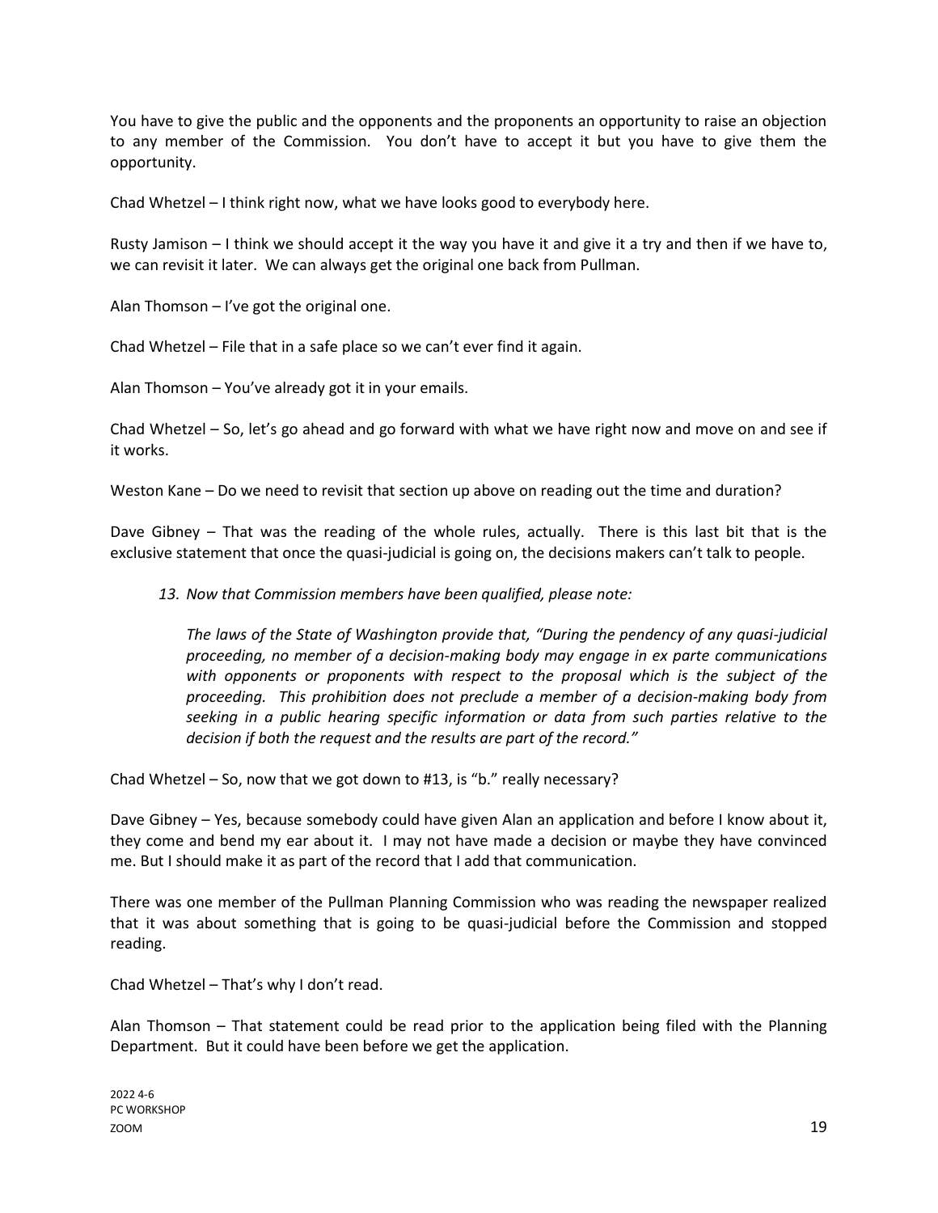You have to give the public and the opponents and the proponents an opportunity to raise an objection to any member of the Commission. You don't have to accept it but you have to give them the opportunity.

Chad Whetzel – I think right now, what we have looks good to everybody here.

Rusty Jamison – I think we should accept it the way you have it and give it a try and then if we have to, we can revisit it later. We can always get the original one back from Pullman.

Alan Thomson – I've got the original one.

Chad Whetzel – File that in a safe place so we can't ever find it again.

Alan Thomson – You've already got it in your emails.

Chad Whetzel – So, let's go ahead and go forward with what we have right now and move on and see if it works.

Weston Kane – Do we need to revisit that section up above on reading out the time and duration?

Dave Gibney – That was the reading of the whole rules, actually. There is this last bit that is the exclusive statement that once the quasi-judicial is going on, the decisions makers can't talk to people.

> 13. *Now that Commission members have been qualified, please note:*
>
> *The laws of the State of Washington provide that, "During the pendency of any quasi-judicial proceeding, no member of a decision-making body may engage in ex parte communications with opponents or proponents with respect to the proposal which is the subject of the proceeding. This prohibition does not preclude a member of a decision-making body from seeking in a public hearing specific information or data from such parties relative to the decision if both the request and the results are part of the record."*

Chad Whetzel – So, now that we got down to #13, is "b." really necessary?

Dave Gibney – Yes, because somebody could have given Alan an application and before I know about it, they come and bend my ear about it. I may not have made a decision or maybe they have convinced me. But I should make it as part of the record that I add that communication.

There was one member of the Pullman Planning Commission who was reading the newspaper realized that it was about something that is going to be quasi-judicial before the Commission and stopped reading.

Chad Whetzel – That's why I don't read.

Alan Thomson – That statement could be read prior to the application being filed with the Planning Department. But it could have been before we get the application.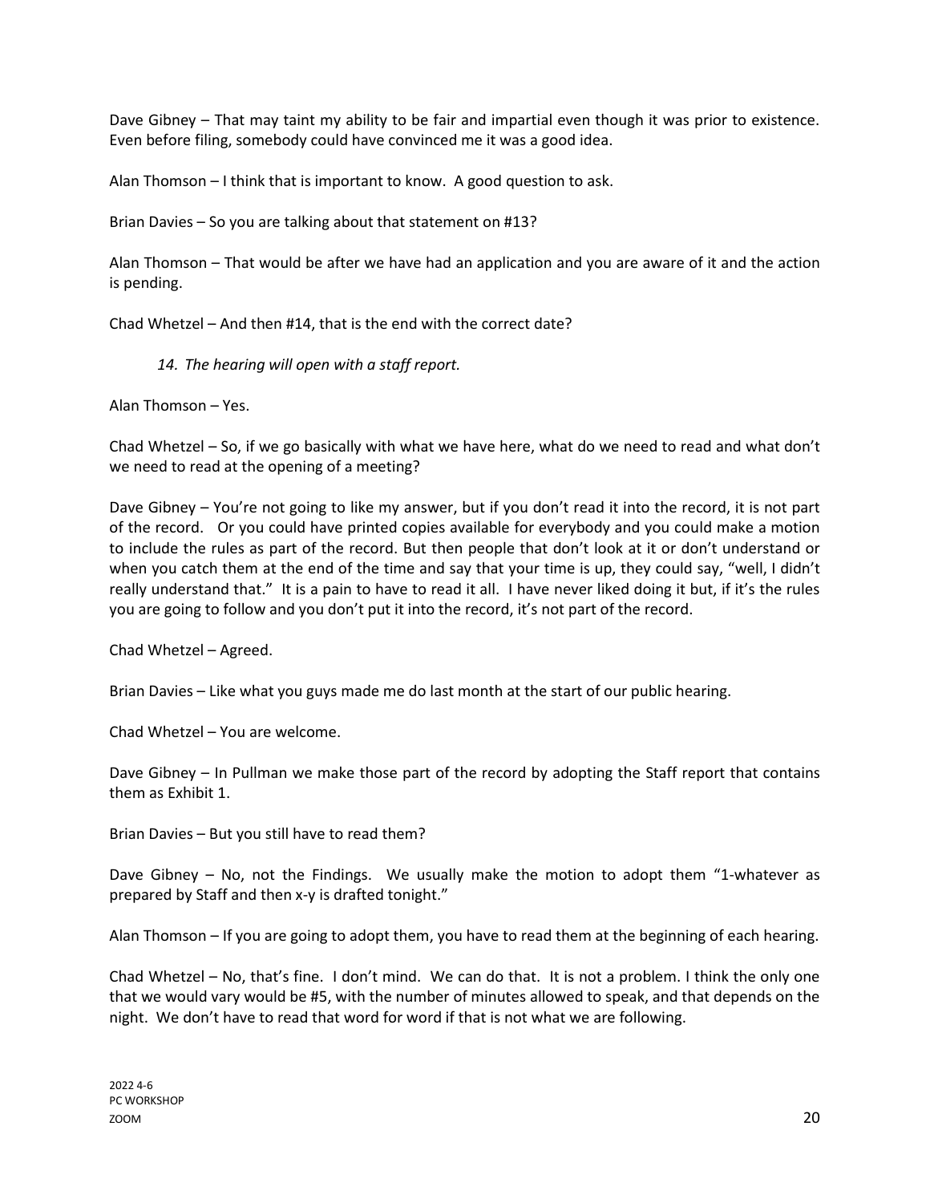Dave Gibney – That may taint my ability to be fair and impartial even though it was prior to existence. Even before filing, somebody could have convinced me it was a good idea.

Alan Thomson – I think that is important to know. A good question to ask.

Brian Davies – So you are talking about that statement on #13?

Alan Thomson – That would be after we have had an application and you are aware of it and the action is pending.

Chad Whetzel – And then #14, that is the end with the correct date?

*14. The hearing will open with a staff report.*

Alan Thomson – Yes.

Chad Whetzel – So, if we go basically with what we have here, what do we need to read and what don't we need to read at the opening of a meeting?

Dave Gibney – You're not going to like my answer, but if you don't read it into the record, it is not part of the record. Or you could have printed copies available for everybody and you could make a motion to include the rules as part of the record. But then people that don't look at it or don't understand or when you catch them at the end of the time and say that your time is up, they could say, "well, I didn't really understand that." It is a pain to have to read it all. I have never liked doing it but, if it's the rules you are going to follow and you don't put it into the record, it's not part of the record.

Chad Whetzel – Agreed.

Brian Davies – Like what you guys made me do last month at the start of our public hearing.

Chad Whetzel – You are welcome.

Dave Gibney – In Pullman we make those part of the record by adopting the Staff report that contains them as Exhibit 1.

Brian Davies – But you still have to read them?

Dave Gibney – No, not the Findings. We usually make the motion to adopt them "1-whatever as prepared by Staff and then x-y is drafted tonight."

Alan Thomson – If you are going to adopt them, you have to read them at the beginning of each hearing.

Chad Whetzel – No, that's fine. I don't mind. We can do that. It is not a problem. I think the only one that we would vary would be #5, with the number of minutes allowed to speak, and that depends on the night. We don't have to read that word for word if that is not what we are following.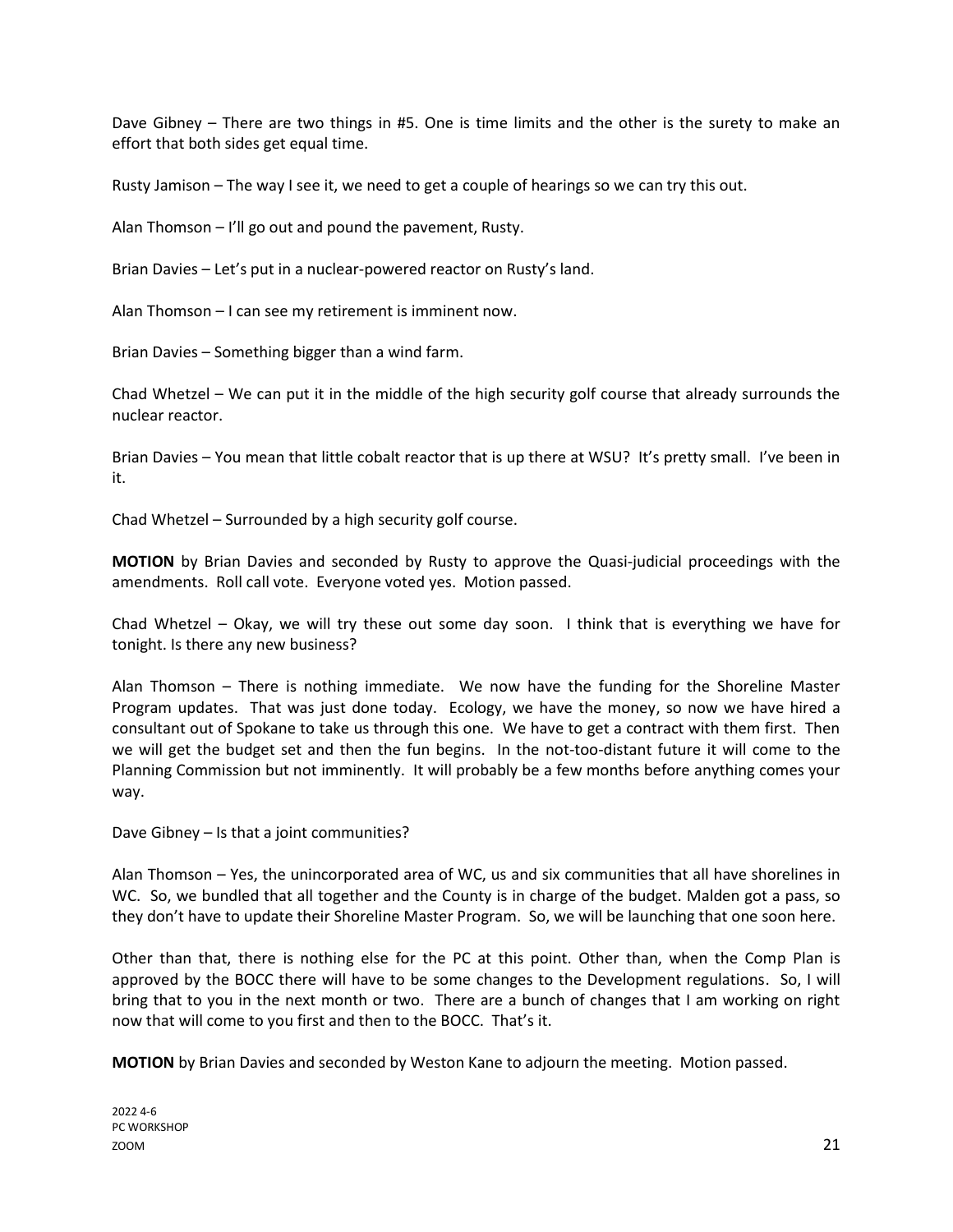Dave Gibney – There are two things in #5. One is time limits and the other is the surety to make an effort that both sides get equal time.

Rusty Jamison – The way I see it, we need to get a couple of hearings so we can try this out.

Alan Thomson – I'll go out and pound the pavement, Rusty.

Brian Davies – Let's put in a nuclear-powered reactor on Rusty's land.

Alan Thomson – I can see my retirement is imminent now.

Brian Davies – Something bigger than a wind farm.

Chad Whetzel – We can put it in the middle of the high security golf course that already surrounds the nuclear reactor.

Brian Davies – You mean that little cobalt reactor that is up there at WSU? It's pretty small. I've been in it.

Chad Whetzel – Surrounded by a high security golf course.

**MOTION** by Brian Davies and seconded by Rusty to approve the Quasi-judicial proceedings with the amendments. Roll call vote. Everyone voted yes. Motion passed.

Chad Whetzel – Okay, we will try these out some day soon. I think that is everything we have for tonight. Is there any new business?

Alan Thomson – There is nothing immediate. We now have the funding for the Shoreline Master Program updates. That was just done today. Ecology, we have the money, so now we have hired a consultant out of Spokane to take us through this one. We have to get a contract with them first. Then we will get the budget set and then the fun begins. In the not-too-distant future it will come to the Planning Commission but not imminently. It will probably be a few months before anything comes your way.

Dave Gibney – Is that a joint communities?

Alan Thomson – Yes, the unincorporated area of WC, us and six communities that all have shorelines in WC. So, we bundled that all together and the County is in charge of the budget. Malden got a pass, so they don't have to update their Shoreline Master Program. So, we will be launching that one soon here.

Other than that, there is nothing else for the PC at this point. Other than, when the Comp Plan is approved by the BOCC there will have to be some changes to the Development regulations. So, I will bring that to you in the next month or two. There are a bunch of changes that I am working on right now that will come to you first and then to the BOCC. That's it.

**MOTION** by Brian Davies and seconded by Weston Kane to adjourn the meeting. Motion passed.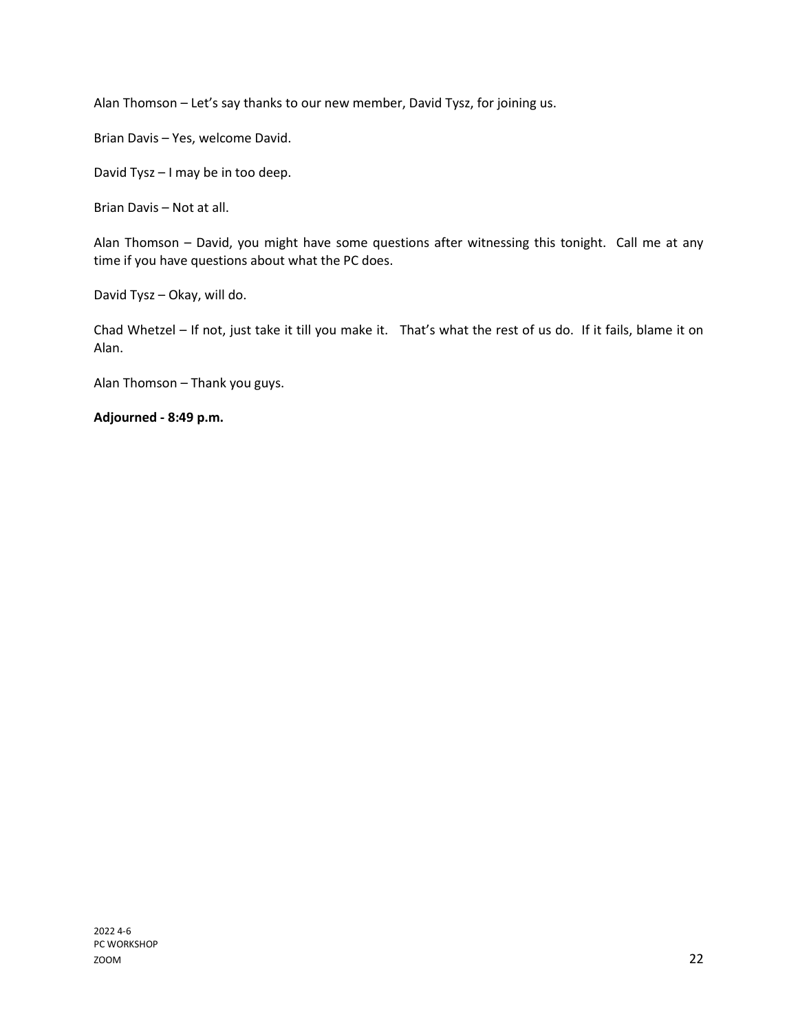Alan Thomson – Let's say thanks to our new member, David Tysz, for joining us.

Brian Davis – Yes, welcome David.

David Tysz – I may be in too deep.

Brian Davis – Not at all.

Alan Thomson – David, you might have some questions after witnessing this tonight. Call me at any time if you have questions about what the PC does.

David Tysz – Okay, will do.

Chad Whetzel – If not, just take it till you make it. That's what the rest of us do. If it fails, blame it on Alan.

Alan Thomson – Thank you guys.

**Adjourned - 8:49 p.m.**